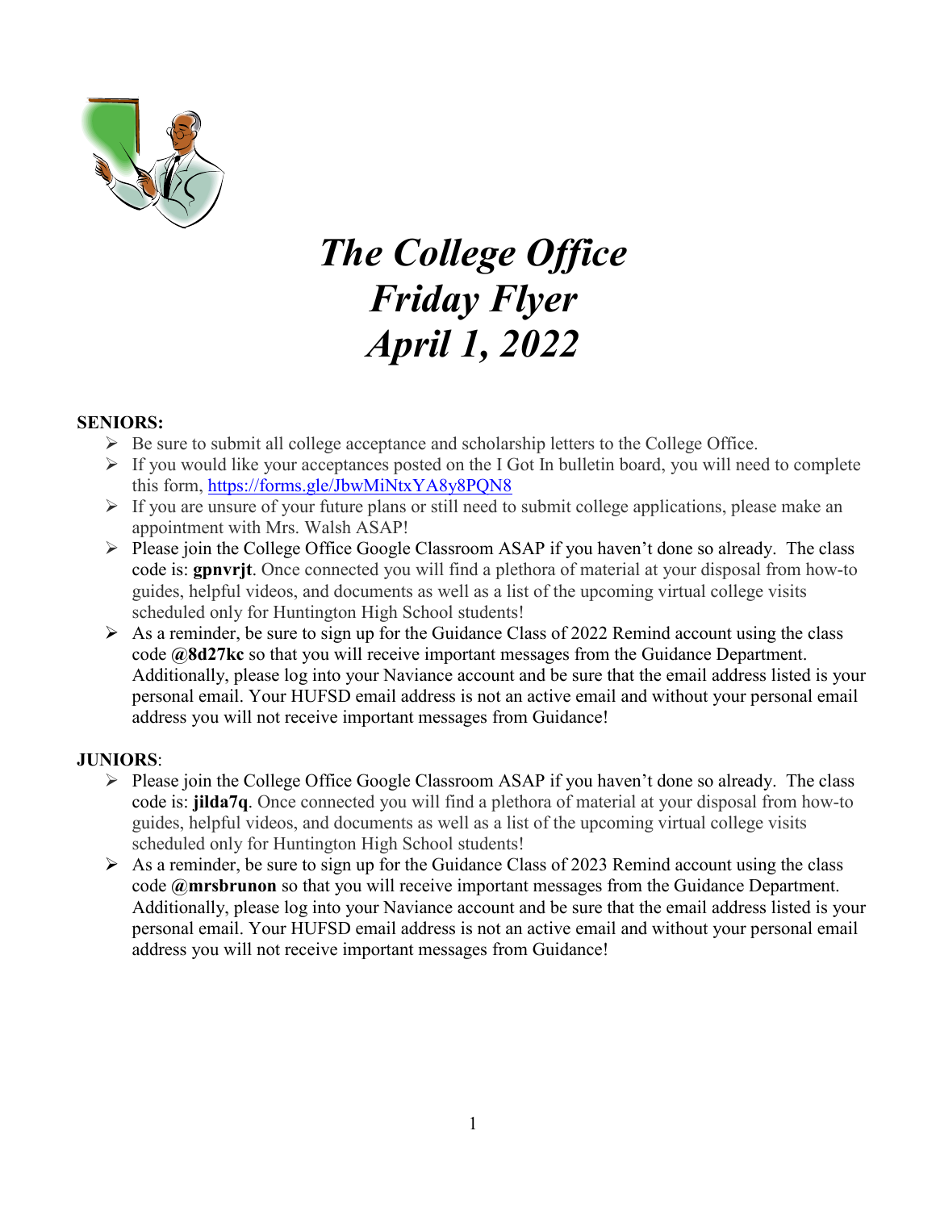# *The College Office Friday Flyer April 1, 2022*

**SENIORS:**

- Be sure to submit all college acceptance and scholarship letters to the College Office.
- If you would like your acceptances posted on the I Got In bulletin board, you will need to complete this form, https://forms.gle/JbwMiNtxYA8y8PQN8
- If you are unsure of your future plans or still need to submit college applications, please make an appointment with Mrs. Walsh ASAP!
- Please join the College Office Google Classroom ASAP if you haven't done so already. The class code is: **gpnvrjt**. Once connected you will find a plethora of material at your disposal from how-to guides, helpful videos, and documents as well as a list of the upcoming virtual college visits scheduled only for Huntington High School students!
- As a reminder, be sure to sign up for the Guidance Class of 2022 Remind account using the class code **@8d27kc** so that you will receive important messages from the Guidance Department. Additionally, please log into your Naviance account and be sure that the email address listed is your personal email. Your HUFSD email address is not an active email and without your personal email address you will not receive important messages from Guidance!

**JUNIORS**:

- Please join the College Office Google Classroom ASAP if you haven't done so already. The class code is: **jilda7q**. Once connected you will find a plethora of material at your disposal from how-to guides, helpful videos, and documents as well as a list of the upcoming virtual college visits scheduled only for Huntington High School students!
- As a reminder, be sure to sign up for the Guidance Class of 2023 Remind account using the class code **@mrsbrunon** so that you will receive important messages from the Guidance Department. Additionally, please log into your Naviance account and be sure that the email address listed is your personal email. Your HUFSD email address is not an active email and without your personal email address you will not receive important messages from Guidance!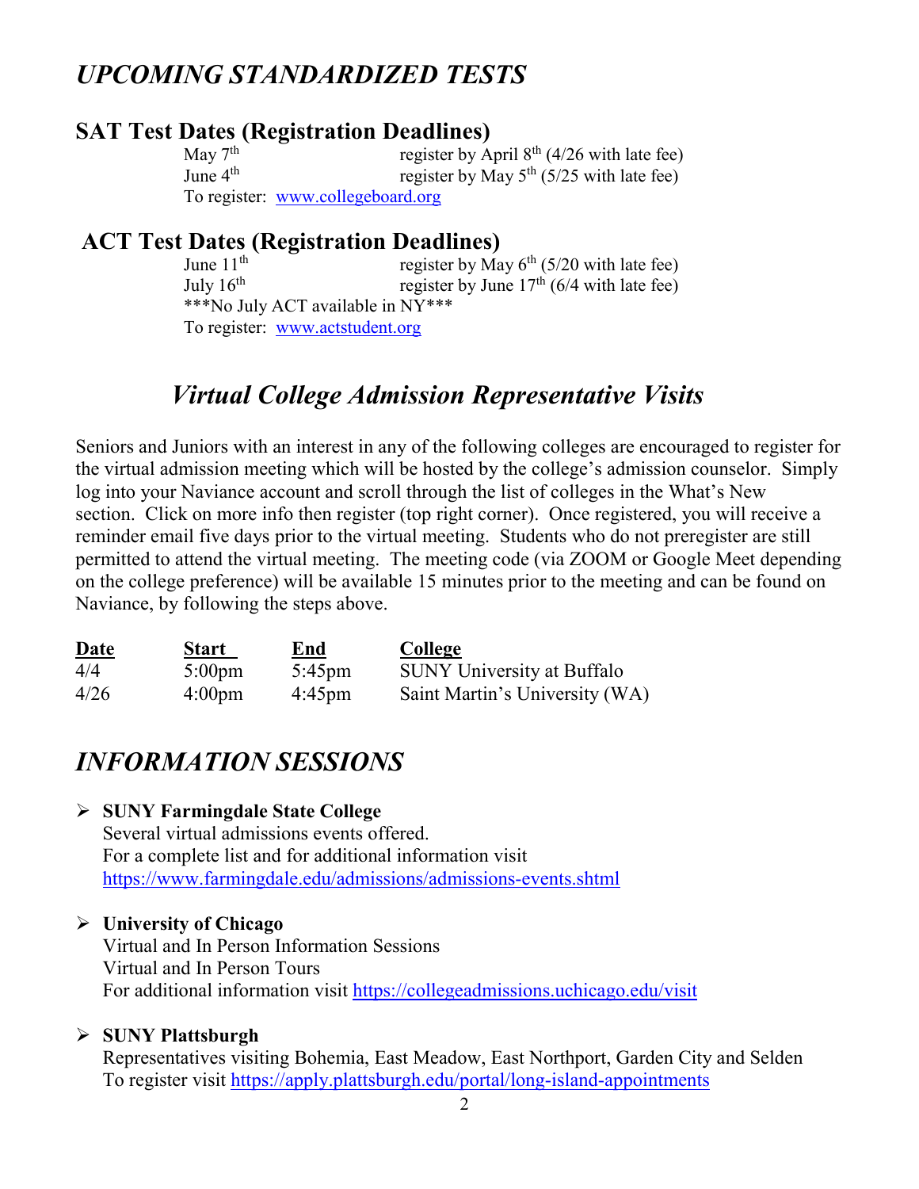# *UPCOMING STANDARDIZED TESTS*

## SAT Test Dates (Registration Deadlines)

| | |
|---|---|
| May 7th | register by April 8th (4/26 with late fee) |
| June 4th | register by May 5th (5/25 with late fee) |

To register: [www.collegeboard.org](www.collegeboard.org)

## ACT Test Dates (Registration Deadlines)

| | |
|---|---|
| June 11th | register by May 6th (5/20 with late fee) |
| July 16th | register by June 17th (6/4 with late fee) |

***No July ACT available in NY***

To register: [www.actstudent.org](www.actstudent.org)

# *Virtual College Admission Representative Visits*

Seniors and Juniors with an interest in any of the following colleges are encouraged to register for the virtual admission meeting which will be hosted by the college's admission counselor. Simply log into your Naviance account and scroll through the list of colleges in the What's New section. Click on more info then register (top right corner). Once registered, you will receive a reminder email five days prior to the virtual meeting. Students who do not preregister are still permitted to attend the virtual meeting. The meeting code (via ZOOM or Google Meet depending on the college preference) will be available 15 minutes prior to the meeting and can be found on Naviance, by following the steps above.

| Date | Start | End | College |
|---|---|---|---|
| 4/4 | 5:00pm | 5:45pm | SUNY University at Buffalo |
| 4/26 | 4:00pm | 4:45pm | Saint Martin's University (WA) |

# *INFORMATION SESSIONS*

- **SUNY Farmingdale State College**
  Several virtual admissions events offered.
  For a complete list and for additional information visit
  https://www.farmingdale.edu/admissions/admissions-events.shtml

- **University of Chicago**
  Virtual and In Person Information Sessions
  Virtual and In Person Tours
  For additional information visit https://collegeadmissions.uchicago.edu/visit

- **SUNY Plattsburgh**
  Representatives visiting Bohemia, East Meadow, East Northport, Garden City and Selden
  To register visit https://apply.plattsburgh.edu/portal/long-island-appointments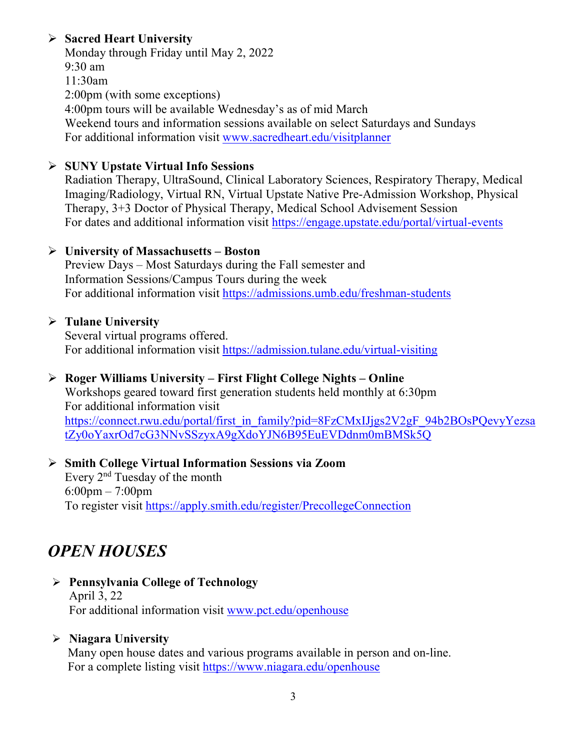- **Sacred Heart University**
  Monday through Friday until May 2, 2022
  9:30 am
  11:30am
  2:00pm (with some exceptions)
  4:00pm tours will be available Wednesday's as of mid March
  Weekend tours and information sessions available on select Saturdays and Sundays
  For additional information visit www.sacredheart.edu/visitplanner

- **SUNY Upstate Virtual Info Sessions**
  Radiation Therapy, UltraSound, Clinical Laboratory Sciences, Respiratory Therapy, Medical Imaging/Radiology, Virtual RN, Virtual Upstate Native Pre-Admission Workshop, Physical Therapy, 3+3 Doctor of Physical Therapy, Medical School Advisement Session
  For dates and additional information visit https://engage.upstate.edu/portal/virtual-events

- **University of Massachusetts – Boston**
  Preview Days – Most Saturdays during the Fall semester and
  Information Sessions/Campus Tours during the week
  For additional information visit https://admissions.umb.edu/freshman-students

- **Tulane University**
  Several virtual programs offered.
  For additional information visit https://admission.tulane.edu/virtual-visiting

- **Roger Williams University – First Flight College Nights – Online**
  Workshops geared toward first generation students held monthly at 6:30pm
  For additional information visit
  https://connect.rwu.edu/portal/first_in_family?pid=8FzCMxIJjgs2V2gF_94b2BOsPQevyYezsatZy0oYaxrOd7cG3NNvSSzyxA9gXdoYJN6B95EuEVDdnm0mBMSk5Q

- **Smith College Virtual Information Sessions via Zoom**
  Every 2nd Tuesday of the month
  6:00pm – 7:00pm
  To register visit https://apply.smith.edu/register/PrecollegeConnection

# *OPEN HOUSES*

- **Pennsylvania College of Technology**
  April 3, 22
  For additional information visit www.pct.edu/openhouse

- **Niagara University**
  Many open house dates and various programs available in person and on-line.
  For a complete listing visit https://www.niagara.edu/openhouse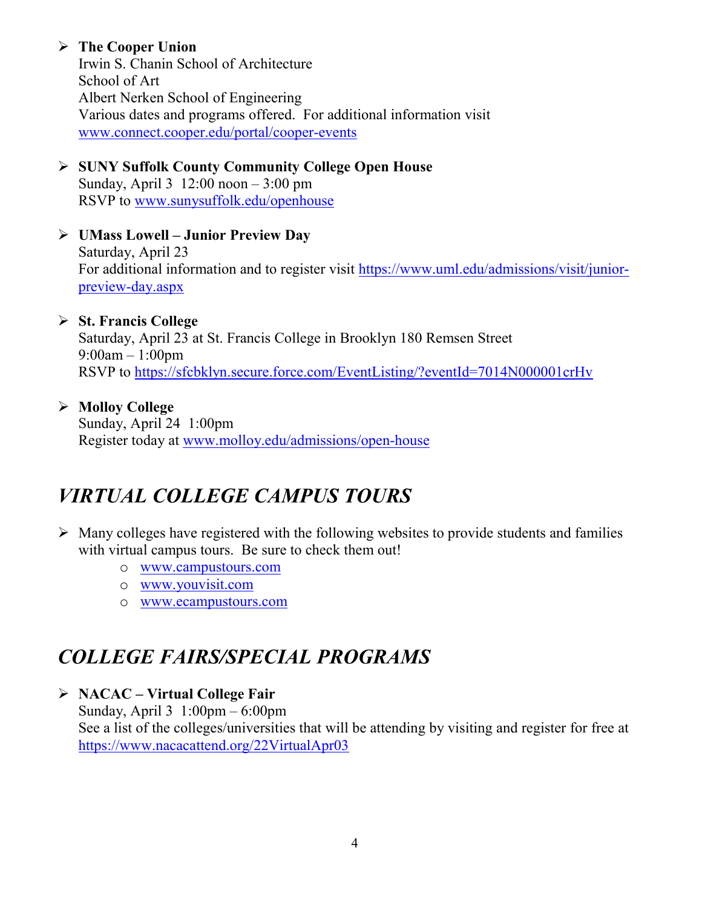- **The Cooper Union**
  Irwin S. Chanin School of Architecture
  School of Art
  Albert Nerken School of Engineering
  Various dates and programs offered. For additional information visit
  www.connect.cooper.edu/portal/cooper-events

- **SUNY Suffolk County Community College Open House**
  Sunday, April 3 12:00 noon – 3:00 pm
  RSVP to www.sunysuffolk.edu/openhouse

- **UMass Lowell – Junior Preview Day**
  Saturday, April 23
  For additional information and to register visit https://www.uml.edu/admissions/visit/junior-preview-day.aspx

- **St. Francis College**
  Saturday, April 23 at St. Francis College in Brooklyn 180 Remsen Street
  9:00am – 1:00pm
  RSVP to https://sfcbklyn.secure.force.com/EventListing/?eventId=7014N000001crHv

- **Molloy College**
  Sunday, April 24 1:00pm
  Register today at www.molloy.edu/admissions/open-house

## *VIRTUAL COLLEGE CAMPUS TOURS*

- Many colleges have registered with the following websites to provide students and families with virtual campus tours. Be sure to check them out!
  - www.campustours.com
  - www.youvisit.com
  - www.ecampustours.com

## *COLLEGE FAIRS/SPECIAL PROGRAMS*

- **NACAC – Virtual College Fair**
  Sunday, April 3 1:00pm – 6:00pm
  See a list of the colleges/universities that will be attending by visiting and register for free at https://www.nacacattend.org/22VirtualApr03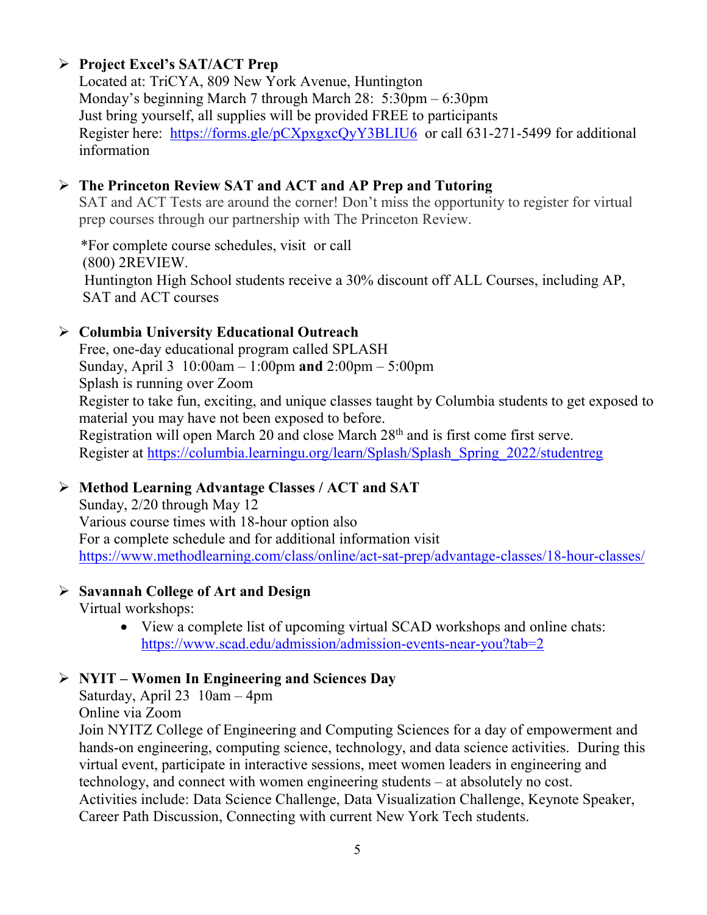- **Project Excel's SAT/ACT Prep**
  Located at: TriCYA, 809 New York Avenue, Huntington
  Monday's beginning March 7 through March 28: 5:30pm – 6:30pm
  Just bring yourself, all supplies will be provided FREE to participants
  Register here: https://forms.gle/pCXpxgxcQyY3BLIU6 or call 631-271-5499 for additional information

- **The Princeton Review SAT and ACT and AP Prep and Tutoring**
  SAT and ACT Tests are around the corner! Don't miss the opportunity to register for virtual prep courses through our partnership with The Princeton Review.

  *For complete course schedules, visit or call
  (800) 2REVIEW.
  Huntington High School students receive a 30% discount off ALL Courses, including AP, SAT and ACT courses

- **Columbia University Educational Outreach**
  Free, one-day educational program called SPLASH
  Sunday, April 3 10:00am – 1:00pm **and** 2:00pm – 5:00pm
  Splash is running over Zoom
  Register to take fun, exciting, and unique classes taught by Columbia students to get exposed to material you may have not been exposed to before.
  Registration will open March 20 and close March 28th and is first come first serve.
  Register at https://columbia.learningu.org/learn/Splash/Splash_Spring_2022/studentreg

- **Method Learning Advantage Classes / ACT and SAT**
  Sunday, 2/20 through May 12
  Various course times with 18-hour option also
  For a complete schedule and for additional information visit
  https://www.methodlearning.com/class/online/act-sat-prep/advantage-classes/18-hour-classes/

- **Savannah College of Art and Design**
  Virtual workshops:
  - View a complete list of upcoming virtual SCAD workshops and online chats: https://www.scad.edu/admission/admission-events-near-you?tab=2

- **NYIT – Women In Engineering and Sciences Day**
  Saturday, April 23 10am – 4pm
  Online via Zoom
  Join NYITZ College of Engineering and Computing Sciences for a day of empowerment and hands-on engineering, computing science, technology, and data science activities. During this virtual event, participate in interactive sessions, meet women leaders in engineering and technology, and connect with women engineering students – at absolutely no cost.
  Activities include: Data Science Challenge, Data Visualization Challenge, Keynote Speaker, Career Path Discussion, Connecting with current New York Tech students.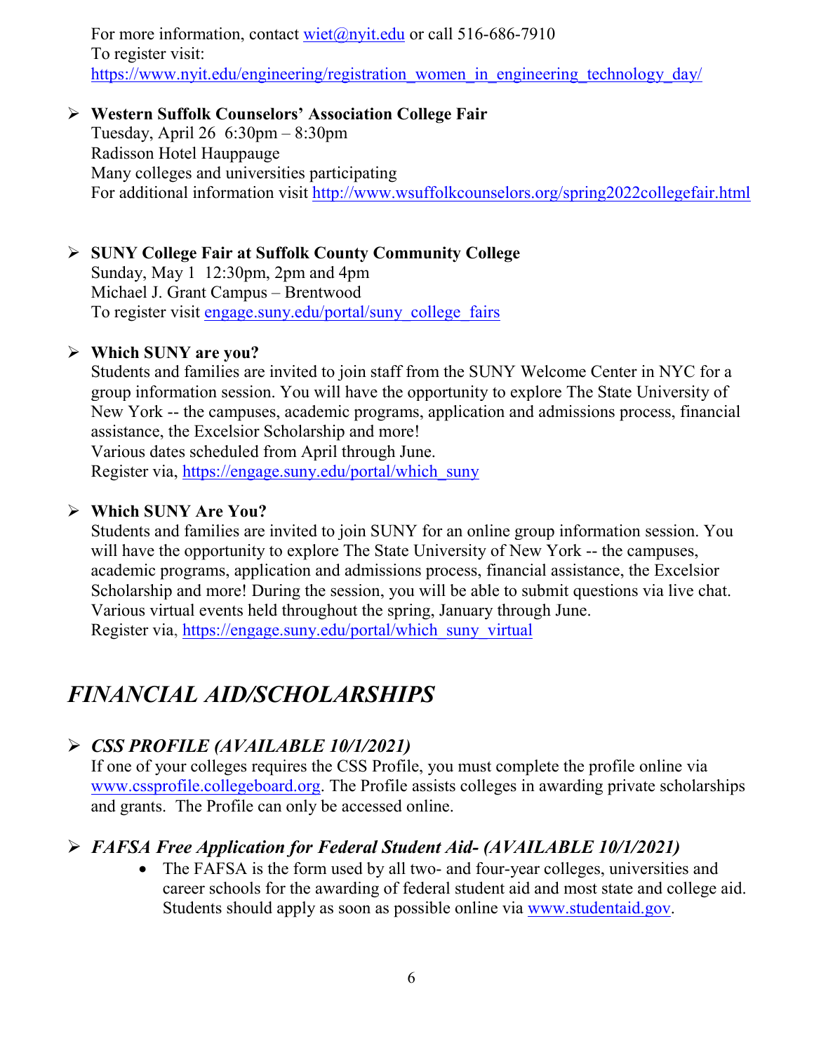For more information, contact wiet@nyit.edu or call 516-686-7910
To register visit:
https://www.nyit.edu/engineering/registration_women_in_engineering_technology_day/

- **Western Suffolk Counselors' Association College Fair**
  Tuesday, April 26 6:30pm – 8:30pm
  Radisson Hotel Hauppauge
  Many colleges and universities participating
  For additional information visit http://www.wsuffolkcounselors.org/spring2022collegefair.html

- **SUNY College Fair at Suffolk County Community College**
  Sunday, May 1 12:30pm, 2pm and 4pm
  Michael J. Grant Campus – Brentwood
  To register visit engage.suny.edu/portal/suny_college_fairs

- **Which SUNY are you?**
  Students and families are invited to join staff from the SUNY Welcome Center in NYC for a group information session. You will have the opportunity to explore The State University of New York -- the campuses, academic programs, application and admissions process, financial assistance, the Excelsior Scholarship and more!
  Various dates scheduled from April through June.
  Register via, https://engage.suny.edu/portal/which_suny

- **Which SUNY Are You?**
  Students and families are invited to join SUNY for an online group information session. You will have the opportunity to explore The State University of New York -- the campuses, academic programs, application and admissions process, financial assistance, the Excelsior Scholarship and more! During the session, you will be able to submit questions via live chat.
  Various virtual events held throughout the spring, January through June.
  Register via, https://engage.suny.edu/portal/which_suny_virtual

# *FINANCIAL AID/SCHOLARSHIPS*

- ***CSS PROFILE (AVAILABLE 10/1/2021)***
  If one of your colleges requires the CSS Profile, you must complete the profile online via www.cssprofile.collegeboard.org. The Profile assists colleges in awarding private scholarships and grants. The Profile can only be accessed online.

- ***FAFSA Free Application for Federal Student Aid- (AVAILABLE 10/1/2021)***
  - The FAFSA is the form used by all two- and four-year colleges, universities and career schools for the awarding of federal student aid and most state and college aid. Students should apply as soon as possible online via www.studentaid.gov.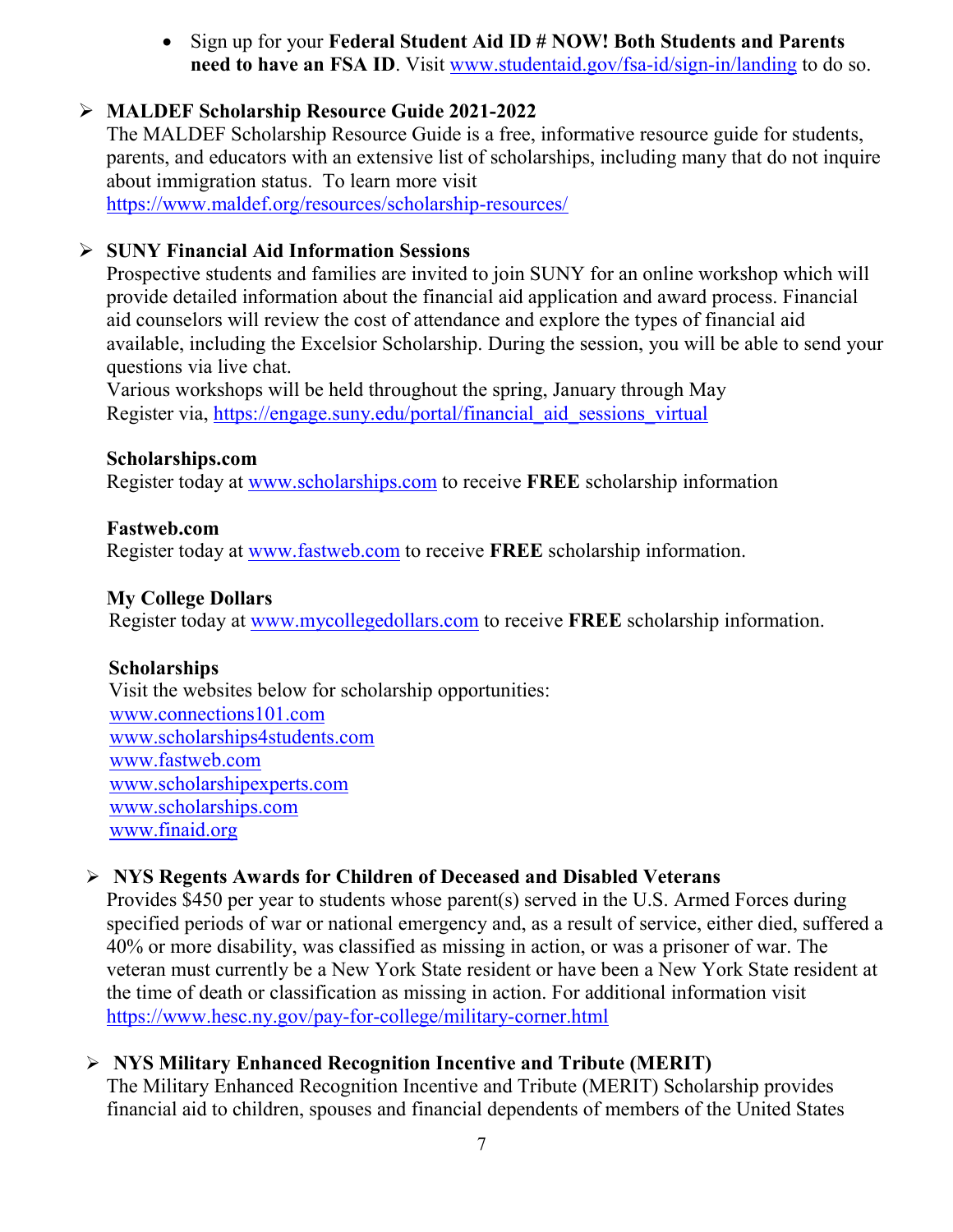- Sign up for your **Federal Student Aid ID # NOW! Both Students and Parents need to have an FSA ID**. Visit www.studentaid.gov/fsa-id/sign-in/landing to do so.

- **MALDEF Scholarship Resource Guide 2021-2022**
  The MALDEF Scholarship Resource Guide is a free, informative resource guide for students, parents, and educators with an extensive list of scholarships, including many that do not inquire about immigration status. To learn more visit https://www.maldef.org/resources/scholarship-resources/

- **SUNY Financial Aid Information Sessions**
  Prospective students and families are invited to join SUNY for an online workshop which will provide detailed information about the financial aid application and award process. Financial aid counselors will review the cost of attendance and explore the types of financial aid available, including the Excelsior Scholarship. During the session, you will be able to send your questions via live chat.
  Various workshops will be held throughout the spring, January through May
  Register via, https://engage.suny.edu/portal/financial_aid_sessions_virtual

**Scholarships.com**
Register today at www.scholarships.com to receive **FREE** scholarship information

**Fastweb.com**
Register today at www.fastweb.com to receive **FREE** scholarship information.

**My College Dollars**
Register today at www.mycollegedollars.com to receive **FREE** scholarship information.

**Scholarships**
Visit the websites below for scholarship opportunities:
www.connections101.com
www.scholarships4students.com
www.fastweb.com
www.scholarshipexperts.com
www.scholarships.com
www.finaid.org

- **NYS Regents Awards for Children of Deceased and Disabled Veterans**
  Provides $450 per year to students whose parent(s) served in the U.S. Armed Forces during specified periods of war or national emergency and, as a result of service, either died, suffered a 40% or more disability, was classified as missing in action, or was a prisoner of war. The veteran must currently be a New York State resident or have been a New York State resident at the time of death or classification as missing in action. For additional information visit https://www.hesc.ny.gov/pay-for-college/military-corner.html

- **NYS Military Enhanced Recognition Incentive and Tribute (MERIT)**
  The Military Enhanced Recognition Incentive and Tribute (MERIT) Scholarship provides financial aid to children, spouses and financial dependents of members of the United States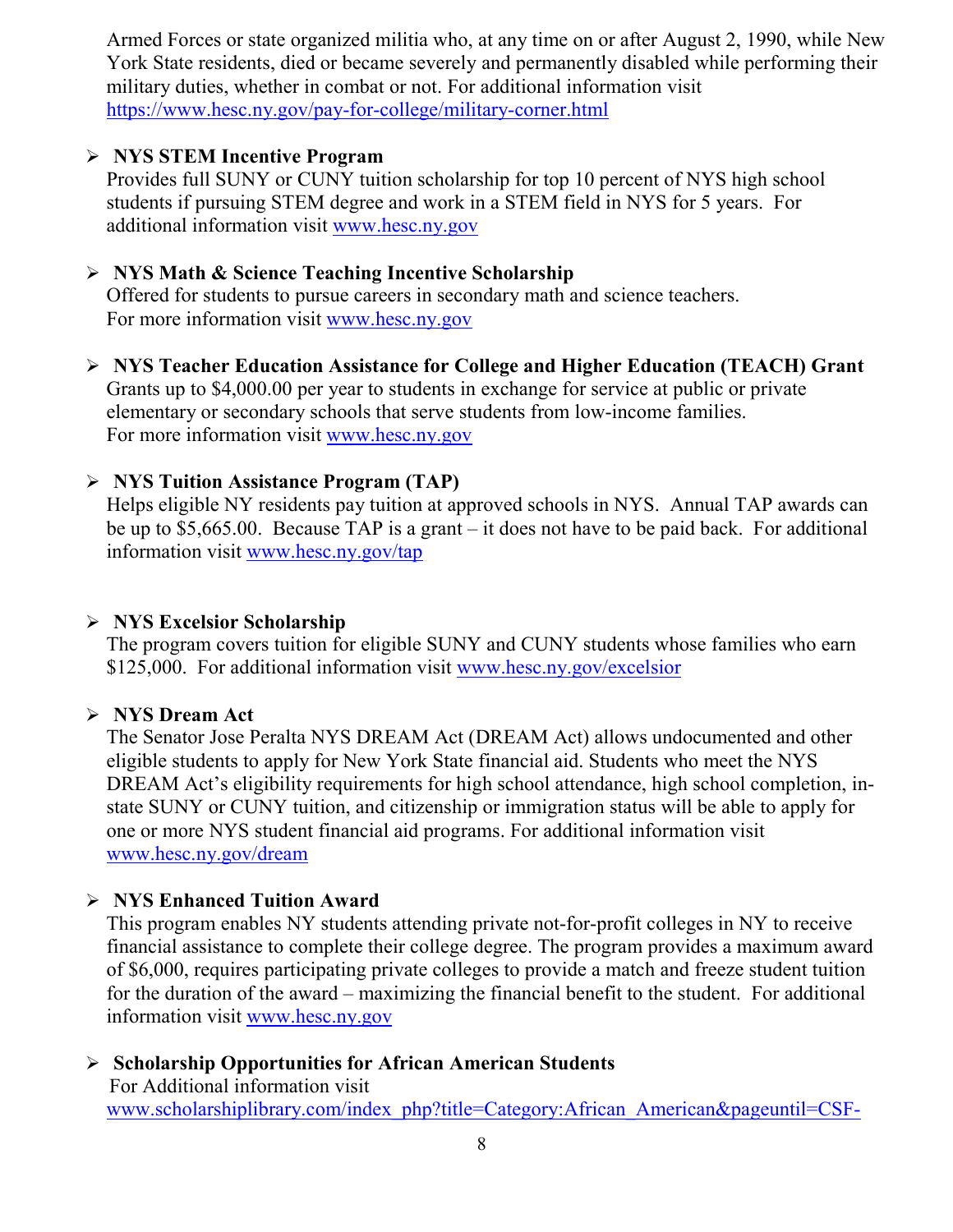Armed Forces or state organized militia who, at any time on or after August 2, 1990, while New York State residents, died or became severely and permanently disabled while performing their military duties, whether in combat or not. For additional information visit https://www.hesc.ny.gov/pay-for-college/military-corner.html

- **NYS STEM Incentive Program**
  Provides full SUNY or CUNY tuition scholarship for top 10 percent of NYS high school students if pursuing STEM degree and work in a STEM field in NYS for 5 years. For additional information visit www.hesc.ny.gov

- **NYS Math & Science Teaching Incentive Scholarship**
  Offered for students to pursue careers in secondary math and science teachers.
  For more information visit www.hesc.ny.gov

- **NYS Teacher Education Assistance for College and Higher Education (TEACH) Grant**
  Grants up to $4,000.00 per year to students in exchange for service at public or private elementary or secondary schools that serve students from low-income families.
  For more information visit www.hesc.ny.gov

- **NYS Tuition Assistance Program (TAP)**
  Helps eligible NY residents pay tuition at approved schools in NYS. Annual TAP awards can be up to $5,665.00. Because TAP is a grant – it does not have to be paid back. For additional information visit www.hesc.ny.gov/tap

- **NYS Excelsior Scholarship**
  The program covers tuition for eligible SUNY and CUNY students whose families who earn $125,000. For additional information visit www.hesc.ny.gov/excelsior

- **NYS Dream Act**
  The Senator Jose Peralta NYS DREAM Act (DREAM Act) allows undocumented and other eligible students to apply for New York State financial aid. Students who meet the NYS DREAM Act's eligibility requirements for high school attendance, high school completion, in-state SUNY or CUNY tuition, and citizenship or immigration status will be able to apply for one or more NYS student financial aid programs. For additional information visit www.hesc.ny.gov/dream

- **NYS Enhanced Tuition Award**
  This program enables NY students attending private not-for-profit colleges in NY to receive financial assistance to complete their college degree. The program provides a maximum award of $6,000, requires participating private colleges to provide a match and freeze student tuition for the duration of the award – maximizing the financial benefit to the student. For additional information visit www.hesc.ny.gov

- **Scholarship Opportunities for African American Students**
  For Additional information visit
  www.scholarshiplibrary.com/index_php?title=Category:African_American&pageuntil=CSF-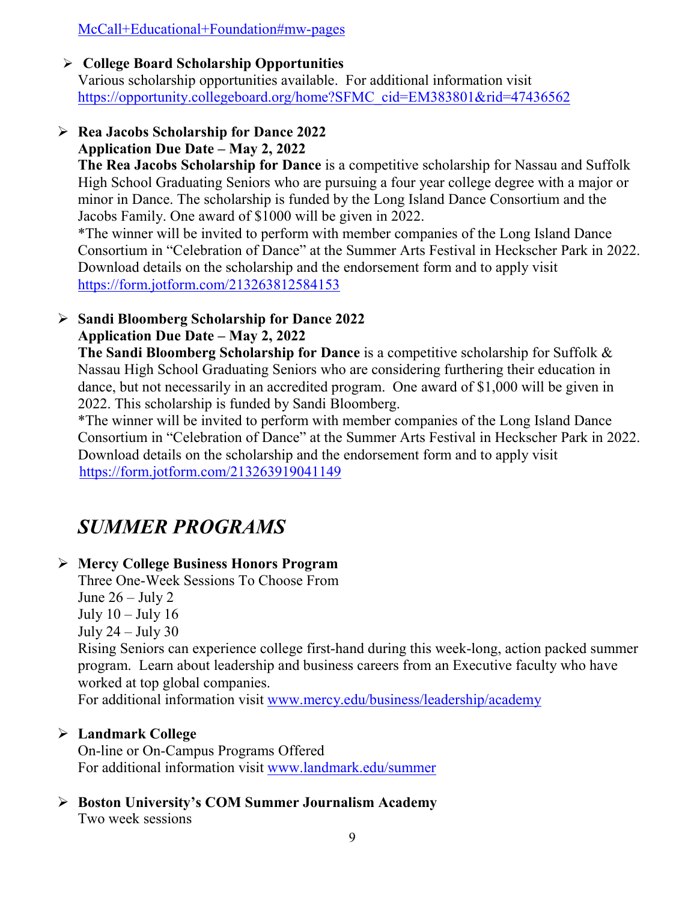McCall+Educational+Foundation#mw-pages

- **College Board Scholarship Opportunities**
  Various scholarship opportunities available. For additional information visit https://opportunity.collegeboard.org/home?SFMC_cid=EM383801&rid=47436562

- **Rea Jacobs Scholarship for Dance 2022**
  **Application Due Date – May 2, 2022**
  **The Rea Jacobs Scholarship for Dance** is a competitive scholarship for Nassau and Suffolk High School Graduating Seniors who are pursuing a four year college degree with a major or minor in Dance. The scholarship is funded by the Long Island Dance Consortium and the Jacobs Family. One award of $1000 will be given in 2022.
  *The winner will be invited to perform with member companies of the Long Island Dance Consortium in "Celebration of Dance" at the Summer Arts Festival in Heckscher Park in 2022. Download details on the scholarship and the endorsement form and to apply visit https://form.jotform.com/213263812584153

- **Sandi Bloomberg Scholarship for Dance 2022**
  **Application Due Date – May 2, 2022**
  **The Sandi Bloomberg Scholarship for Dance** is a competitive scholarship for Suffolk & Nassau High School Graduating Seniors who are considering furthering their education in dance, but not necessarily in an accredited program. One award of $1,000 will be given in 2022. This scholarship is funded by Sandi Bloomberg.
  *The winner will be invited to perform with member companies of the Long Island Dance Consortium in "Celebration of Dance" at the Summer Arts Festival in Heckscher Park in 2022. Download details on the scholarship and the endorsement form and to apply visit https://form.jotform.com/213263919041149

## *SUMMER PROGRAMS*

- **Mercy College Business Honors Program**
  Three One-Week Sessions To Choose From
  June 26 – July 2
  July 10 – July 16
  July 24 – July 30
  Rising Seniors can experience college first-hand during this week-long, action packed summer program. Learn about leadership and business careers from an Executive faculty who have worked at top global companies.
  For additional information visit www.mercy.edu/business/leadership/academy

- **Landmark College**
  On-line or On-Campus Programs Offered
  For additional information visit www.landmark.edu/summer

- **Boston University's COM Summer Journalism Academy**
  Two week sessions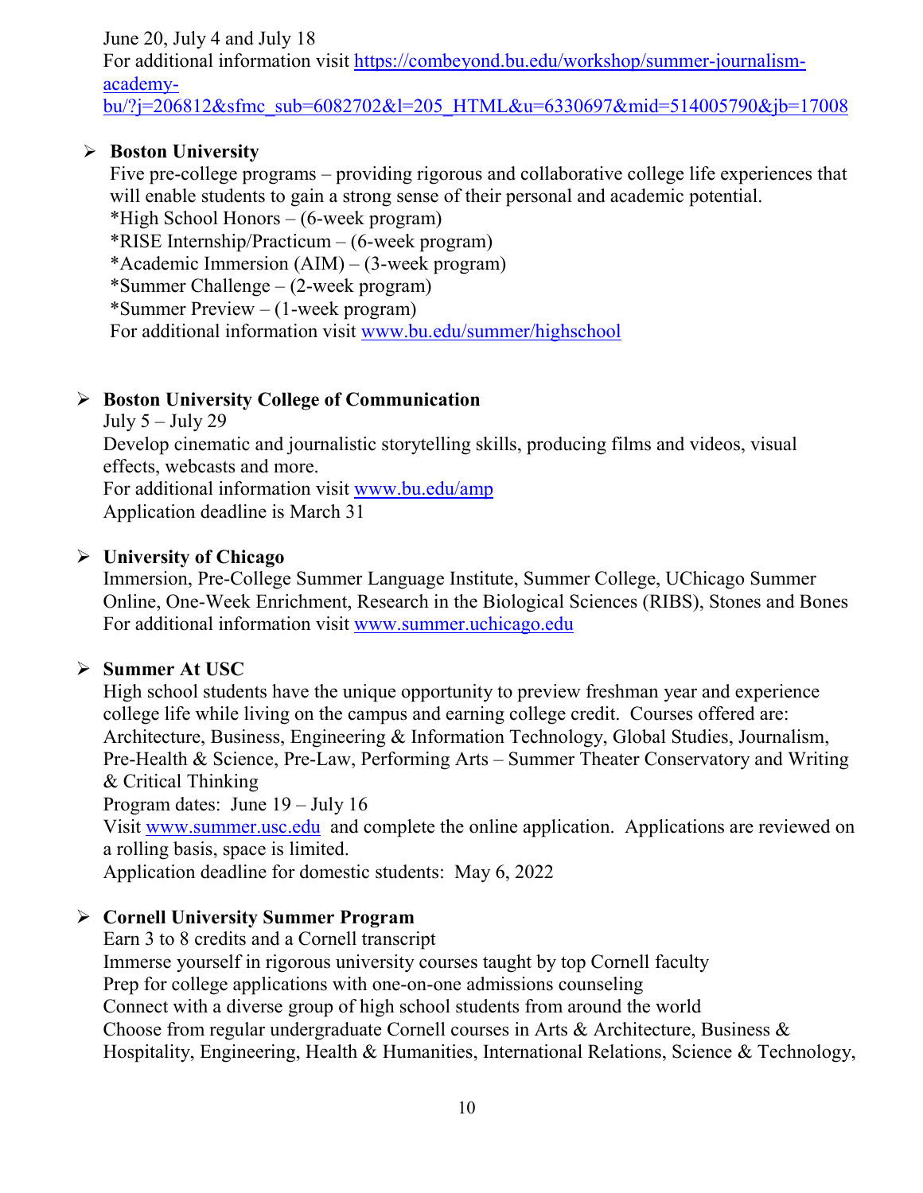June 20, July 4 and July 18
For additional information visit [https://combeyond.bu.edu/workshop/summer-journalism-academy-bu/?j=206812&sfmc_sub=6082702&l=205_HTML&u=6330697&mid=514005790&jb=17008](https://combeyond.bu.edu/workshop/summer-journalism-academy-bu/?j=206812&sfmc_sub=6082702&l=205_HTML&u=6330697&mid=514005790&jb=17008)

- **Boston University**
  Five pre-college programs – providing rigorous and collaborative college life experiences that will enable students to gain a strong sense of their personal and academic potential.
  *High School Honors – (6-week program)
  *RISE Internship/Practicum – (6-week program)
  *Academic Immersion (AIM) – (3-week program)
  *Summer Challenge – (2-week program)
  *Summer Preview – (1-week program)
  For additional information visit [www.bu.edu/summer/highschool](www.bu.edu/summer/highschool)

- **Boston University College of Communication**
  July 5 – July 29
  Develop cinematic and journalistic storytelling skills, producing films and videos, visual effects, webcasts and more.
  For additional information visit [www.bu.edu/amp](www.bu.edu/amp)
  Application deadline is March 31

- **University of Chicago**
  Immersion, Pre-College Summer Language Institute, Summer College, UChicago Summer Online, One-Week Enrichment, Research in the Biological Sciences (RIBS), Stones and Bones
  For additional information visit [www.summer.uchicago.edu](www.summer.uchicago.edu)

- **Summer At USC**
  High school students have the unique opportunity to preview freshman year and experience college life while living on the campus and earning college credit. Courses offered are: Architecture, Business, Engineering & Information Technology, Global Studies, Journalism, Pre-Health & Science, Pre-Law, Performing Arts – Summer Theater Conservatory and Writing & Critical Thinking
  Program dates: June 19 – July 16
  Visit [www.summer.usc.edu](www.summer.usc.edu) and complete the online application. Applications are reviewed on a rolling basis, space is limited.
  Application deadline for domestic students: May 6, 2022

- **Cornell University Summer Program**
  Earn 3 to 8 credits and a Cornell transcript
  Immerse yourself in rigorous university courses taught by top Cornell faculty
  Prep for college applications with one-on-one admissions counseling
  Connect with a diverse group of high school students from around the world
  Choose from regular undergraduate Cornell courses in Arts & Architecture, Business & Hospitality, Engineering, Health & Humanities, International Relations, Science & Technology,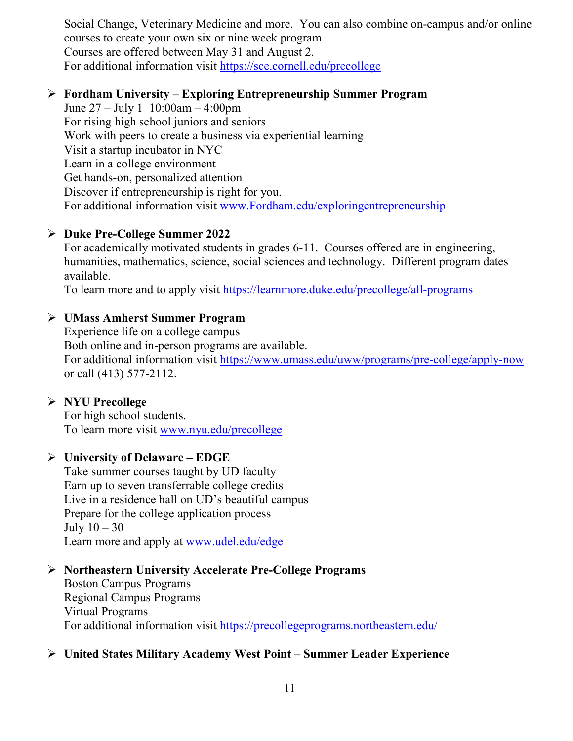Social Change, Veterinary Medicine and more. You can also combine on-campus and/or online courses to create your own six or nine week program
Courses are offered between May 31 and August 2.
For additional information visit https://sce.cornell.edu/precollege

- **Fordham University – Exploring Entrepreneurship Summer Program**
  June 27 – July 1 10:00am – 4:00pm
  For rising high school juniors and seniors
  Work with peers to create a business via experiential learning
  Visit a startup incubator in NYC
  Learn in a college environment
  Get hands-on, personalized attention
  Discover if entrepreneurship is right for you.
  For additional information visit www.Fordham.edu/exploringentrepreneurship

- **Duke Pre-College Summer 2022**
  For academically motivated students in grades 6-11. Courses offered are in engineering, humanities, mathematics, science, social sciences and technology. Different program dates available.
  To learn more and to apply visit https://learnmore.duke.edu/precollege/all-programs

- **UMass Amherst Summer Program**
  Experience life on a college campus
  Both online and in-person programs are available.
  For additional information visit https://www.umass.edu/uww/programs/pre-college/apply-now or call (413) 577-2112.

- **NYU Precollege**
  For high school students.
  To learn more visit www.nyu.edu/precollege

- **University of Delaware – EDGE**
  Take summer courses taught by UD faculty
  Earn up to seven transferrable college credits
  Live in a residence hall on UD's beautiful campus
  Prepare for the college application process
  July 10 – 30
  Learn more and apply at www.udel.edu/edge

- **Northeastern University Accelerate Pre-College Programs**
  Boston Campus Programs
  Regional Campus Programs
  Virtual Programs
  For additional information visit https://precollegeprograms.northeastern.edu/

- **United States Military Academy West Point – Summer Leader Experience**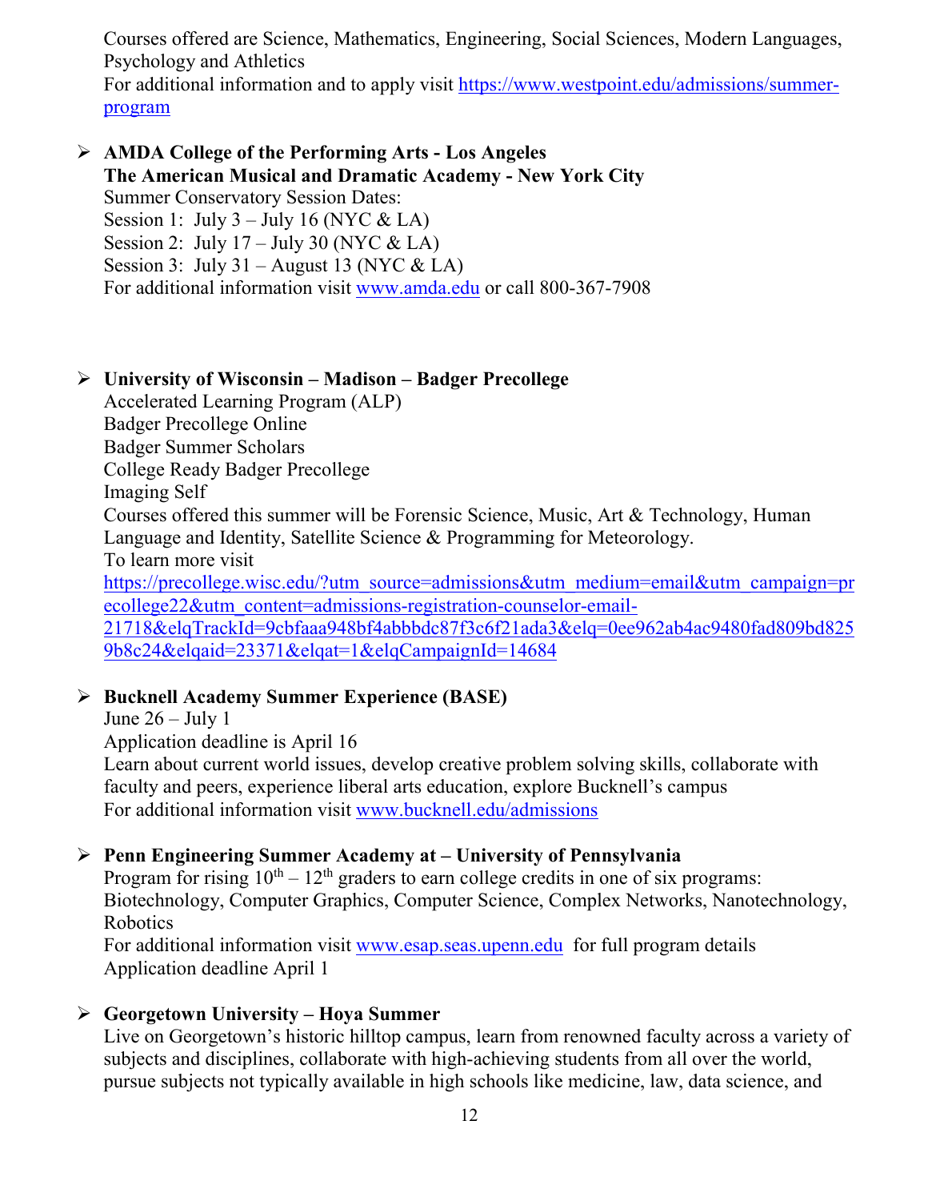Courses offered are Science, Mathematics, Engineering, Social Sciences, Modern Languages, Psychology and Athletics
For additional information and to apply visit [https://www.westpoint.edu/admissions/summer-program](https://www.westpoint.edu/admissions/summer-program)

- **AMDA College of the Performing Arts - Los Angeles**
  **The American Musical and Dramatic Academy - New York City**
  Summer Conservatory Session Dates:
  Session 1: July 3 – July 16 (NYC & LA)
  Session 2: July 17 – July 30 (NYC & LA)
  Session 3: July 31 – August 13 (NYC & LA)
  For additional information visit [www.amda.edu](http://www.amda.edu) or call 800-367-7908

- **University of Wisconsin – Madison – Badger Precollege**
  Accelerated Learning Program (ALP)
  Badger Precollege Online
  Badger Summer Scholars
  College Ready Badger Precollege
  Imaging Self
  Courses offered this summer will be Forensic Science, Music, Art & Technology, Human Language and Identity, Satellite Science & Programming for Meteorology.
  To learn more visit
  [https://precollege.wisc.edu/?utm_source=admissions&utm_medium=email&utm_campaign=precollege22&utm_content=admissions-registration-counselor-email-21718&elqTrackId=9cbfaaa948bf4abbbdc87f3c6f21ada3&elq=0ee962ab4ac9480fad809bd8259b8c24&elqaid=23371&elqat=1&elqCampaignId=14684](https://precollege.wisc.edu/?utm_source=admissions&utm_medium=email&utm_campaign=precollege22&utm_content=admissions-registration-counselor-email-21718&elqTrackId=9cbfaaa948bf4abbbdc87f3c6f21ada3&elq=0ee962ab4ac9480fad809bd8259b8c24&elqaid=23371&elqat=1&elqCampaignId=14684)

- **Bucknell Academy Summer Experience (BASE)**
  June 26 – July 1
  Application deadline is April 16
  Learn about current world issues, develop creative problem solving skills, collaborate with faculty and peers, experience liberal arts education, explore Bucknell's campus
  For additional information visit [www.bucknell.edu/admissions](http://www.bucknell.edu/admissions)

- **Penn Engineering Summer Academy at – University of Pennsylvania**
  Program for rising 10th – 12th graders to earn college credits in one of six programs: Biotechnology, Computer Graphics, Computer Science, Complex Networks, Nanotechnology, Robotics
  For additional information visit [www.esap.seas.upenn.edu](http://www.esap.seas.upenn.edu) for full program details
  Application deadline April 1

- **Georgetown University – Hoya Summer**
  Live on Georgetown's historic hilltop campus, learn from renowned faculty across a variety of subjects and disciplines, collaborate with high-achieving students from all over the world, pursue subjects not typically available in high schools like medicine, law, data science, and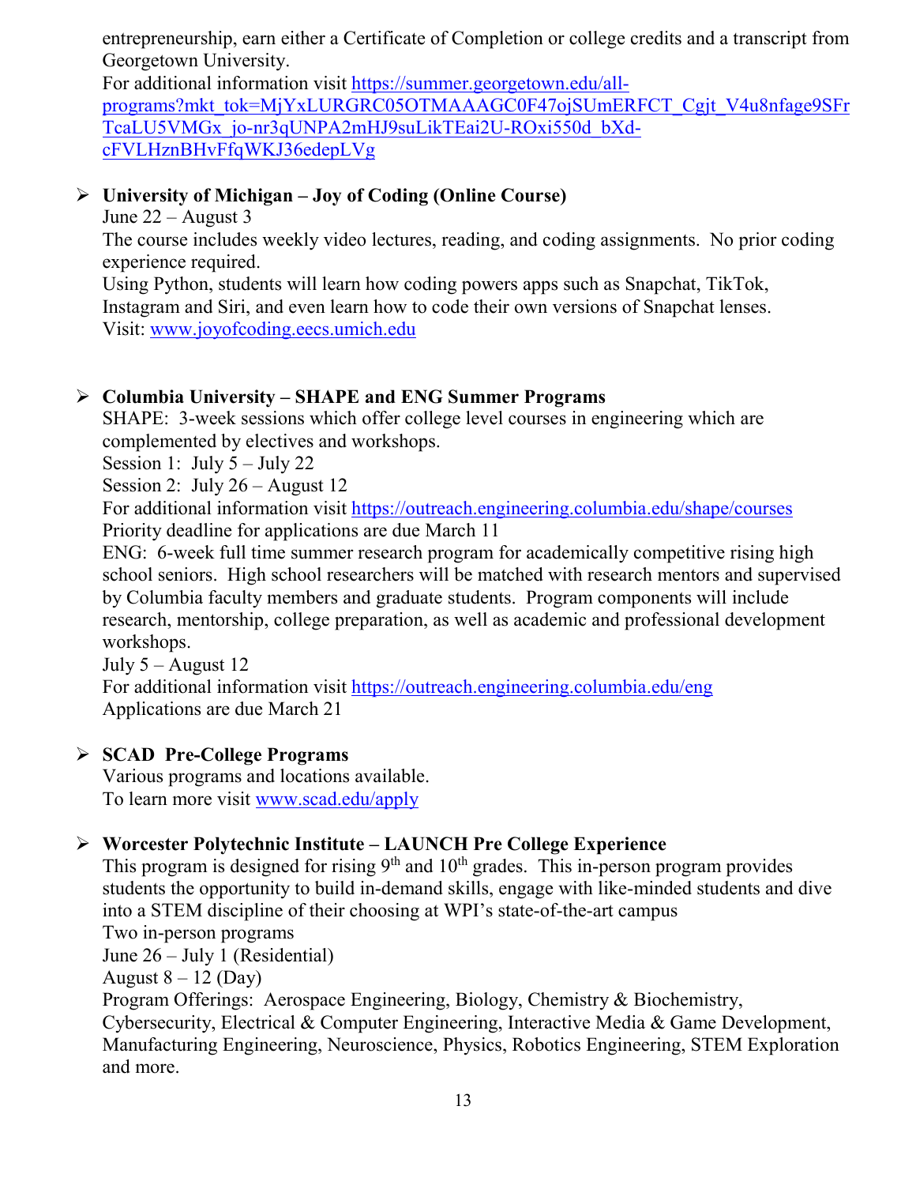entrepreneurship, earn either a Certificate of Completion or college credits and a transcript from Georgetown University.
For additional information visit https://summer.georgetown.edu/all-programs?mkt_tok=MjYxLURGRC05OTMAAAGC0F47ojSUmERFCT_Cgjt_V4u8nfage9SFrTcaLU5VMGx_jo-nr3qUNPA2mHJ9suLikTEai2U-ROxi550d_bXd-cFVLHznBHvFfqWKJ36edepLVg

- **University of Michigan – Joy of Coding (Online Course)**
  June 22 – August 3
  The course includes weekly video lectures, reading, and coding assignments. No prior coding experience required.
  Using Python, students will learn how coding powers apps such as Snapchat, TikTok, Instagram and Siri, and even learn how to code their own versions of Snapchat lenses.
  Visit: www.joyofcoding.eecs.umich.edu

- **Columbia University – SHAPE and ENG Summer Programs**
  SHAPE: 3-week sessions which offer college level courses in engineering which are complemented by electives and workshops.
  Session 1: July 5 – July 22
  Session 2: July 26 – August 12
  For additional information visit https://outreach.engineering.columbia.edu/shape/courses
  Priority deadline for applications are due March 11
  ENG: 6-week full time summer research program for academically competitive rising high school seniors. High school researchers will be matched with research mentors and supervised by Columbia faculty members and graduate students. Program components will include research, mentorship, college preparation, as well as academic and professional development workshops.
  July 5 – August 12
  For additional information visit https://outreach.engineering.columbia.edu/eng
  Applications are due March 21

- **SCAD Pre-College Programs**
  Various programs and locations available.
  To learn more visit www.scad.edu/apply

- **Worcester Polytechnic Institute – LAUNCH Pre College Experience**
  This program is designed for rising 9th and 10th grades. This in-person program provides students the opportunity to build in-demand skills, engage with like-minded students and dive into a STEM discipline of their choosing at WPI's state-of-the-art campus
  Two in-person programs
  June 26 – July 1 (Residential)
  August 8 – 12 (Day)
  Program Offerings: Aerospace Engineering, Biology, Chemistry & Biochemistry, Cybersecurity, Electrical & Computer Engineering, Interactive Media & Game Development, Manufacturing Engineering, Neuroscience, Physics, Robotics Engineering, STEM Exploration and more.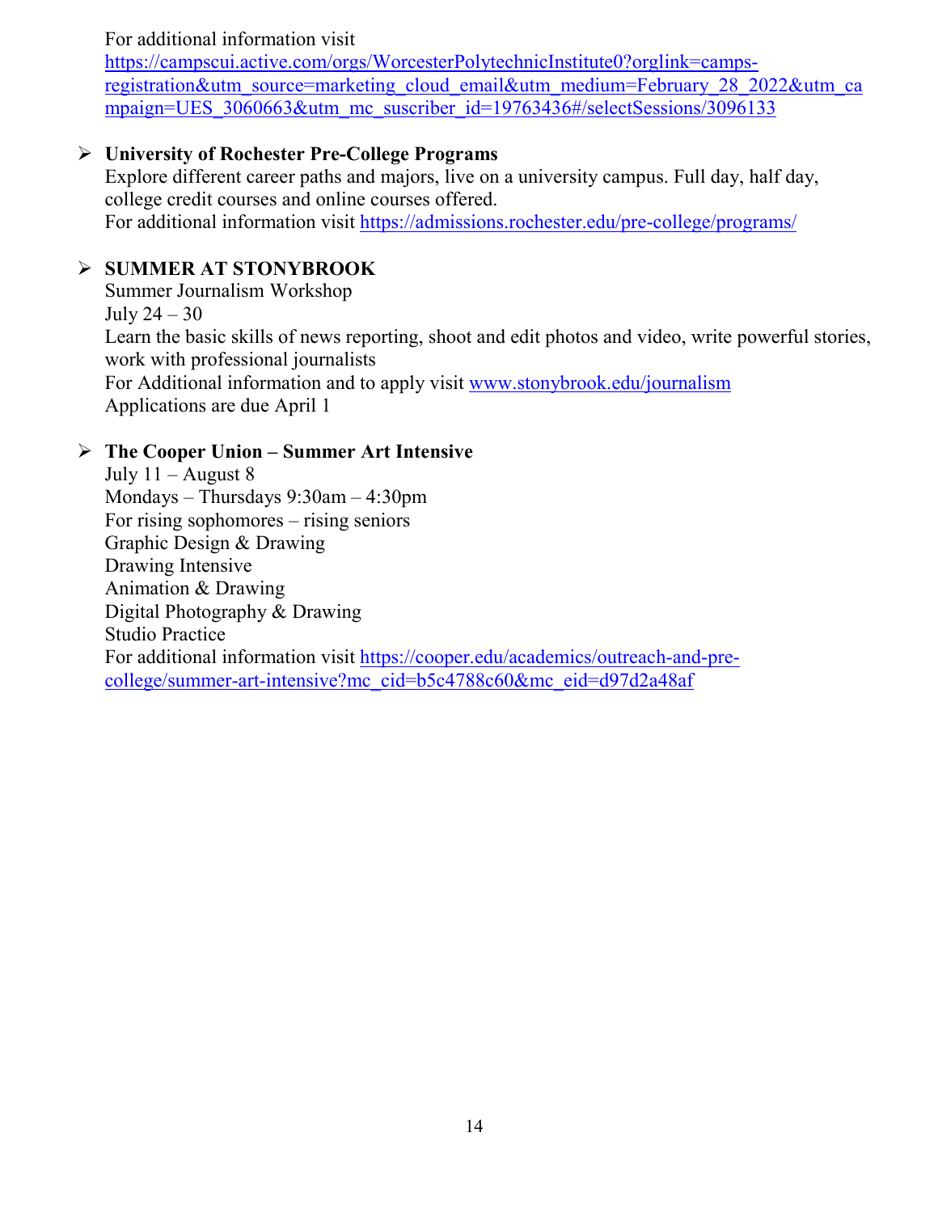For additional information visit https://campscui.active.com/orgs/WorcesterPolytechnicInstitute0?orglink=camps-registration&utm_source=marketing_cloud_email&utm_medium=February_28_2022&utm_campaign=UES_3060663&utm_mc_suscriber_id=19763436#/selectSessions/3096133

- **University of Rochester Pre-College Programs**
  Explore different career paths and majors, live on a university campus. Full day, half day, college credit courses and online courses offered.
  For additional information visit https://admissions.rochester.edu/pre-college/programs/

- **SUMMER AT STONYBROOK**
  Summer Journalism Workshop
  July 24 – 30
  Learn the basic skills of news reporting, shoot and edit photos and video, write powerful stories, work with professional journalists
  For Additional information and to apply visit www.stonybrook.edu/journalism
  Applications are due April 1

- **The Cooper Union – Summer Art Intensive**
  July 11 – August 8
  Mondays – Thursdays 9:30am – 4:30pm
  For rising sophomores – rising seniors
  Graphic Design & Drawing
  Drawing Intensive
  Animation & Drawing
  Digital Photography & Drawing
  Studio Practice
  For additional information visit https://cooper.edu/academics/outreach-and-pre-college/summer-art-intensive?mc_cid=b5c4788c60&mc_eid=d97d2a48af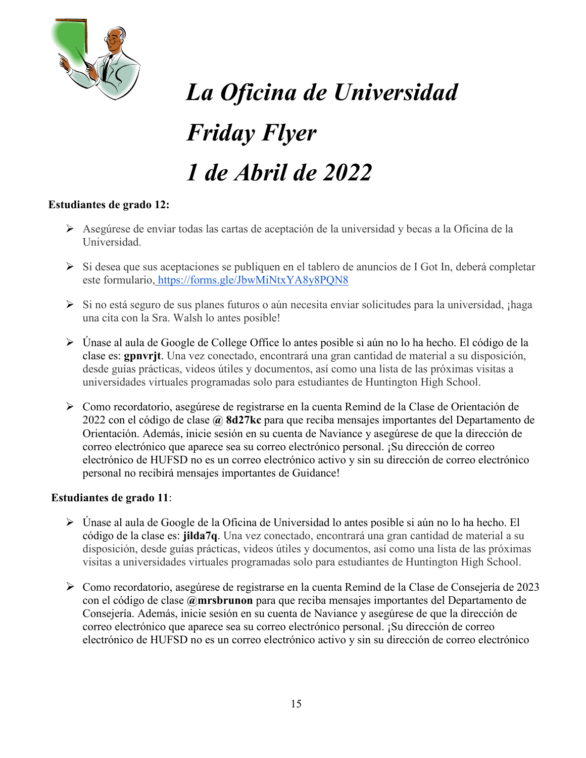# *La Oficina de Universidad*
# *Friday Flyer*
# *1 de Abril de 2022*

**Estudiantes de grado 12:**

- Asegúrese de enviar todas las cartas de aceptación de la universidad y becas a la Oficina de la Universidad.
- Si desea que sus aceptaciones se publiquen en el tablero de anuncios de I Got In, deberá completar este formulario, https://forms.gle/JbwMiNtxYA8y8PQN8
- Si no está seguro de sus planes futuros o aún necesita enviar solicitudes para la universidad, ¡haga una cita con la Sra. Walsh lo antes posible!
- Únase al aula de Google de College Office lo antes posible si aún no lo ha hecho. El código de la clase es: **gpnvrjt**. Una vez conectado, encontrará una gran cantidad de material a su disposición, desde guías prácticas, videos útiles y documentos, así como una lista de las próximas visitas a universidades virtuales programadas solo para estudiantes de Huntington High School.
- Como recordatorio, asegúrese de registrarse en la cuenta Remind de la Clase de Orientación de 2022 con el código de clase **@ 8d27kc** para que reciba mensajes importantes del Departamento de Orientación. Además, inicie sesión en su cuenta de Naviance y asegúrese de que la dirección de correo electrónico que aparece sea su correo electrónico personal. ¡Su dirección de correo electrónico de HUFSD no es un correo electrónico activo y sin su dirección de correo electrónico personal no recibirá mensajes importantes de Guidance!

**Estudiantes de grado 11**:

- Únase al aula de Google de la Oficina de Universidad lo antes posible si aún no lo ha hecho. El código de la clase es: **jilda7q**. Una vez conectado, encontrará una gran cantidad de material a su disposición, desde guías prácticas, videos útiles y documentos, así como una lista de las próximas visitas a universidades virtuales programadas solo para estudiantes de Huntington High School.
- Como recordatorio, asegúrese de registrarse en la cuenta Remind de la Clase de Consejería de 2023 con el código de clase **@mrsbrunon** para que reciba mensajes importantes del Departamento de Consejería. Además, inicie sesión en su cuenta de Naviance y asegúrese de que la dirección de correo electrónico que aparece sea su correo electrónico personal. ¡Su dirección de correo electrónico de HUFSD no es un correo electrónico activo y sin su dirección de correo electrónico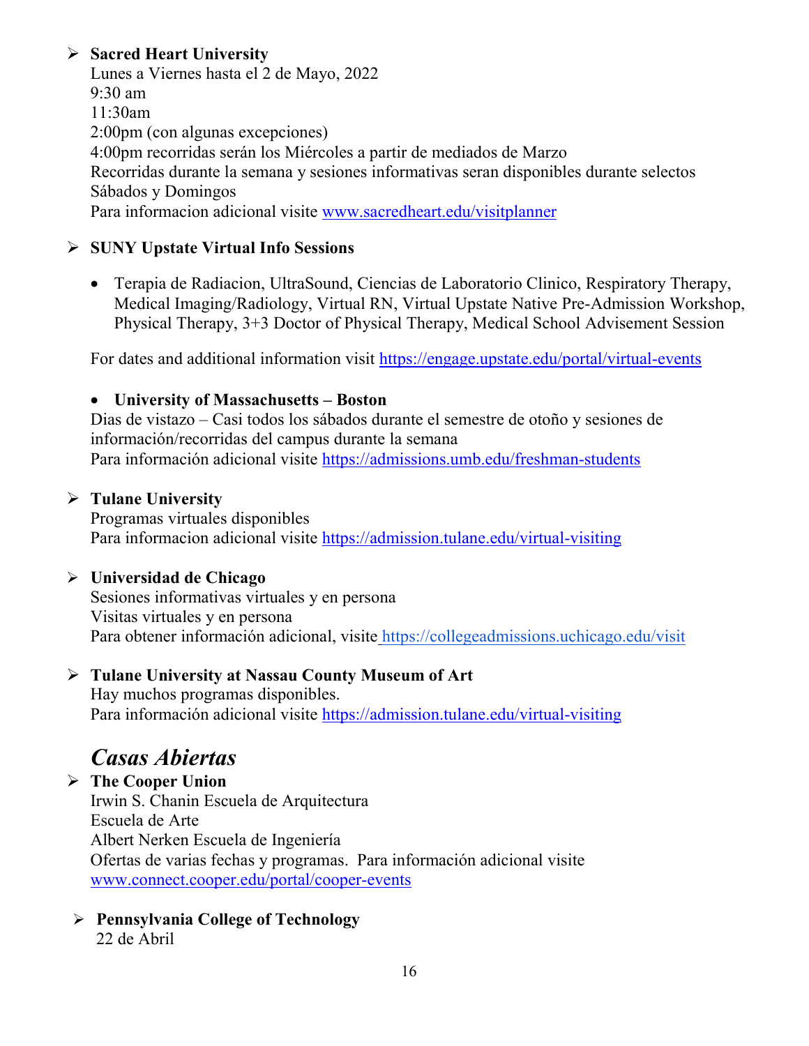- **Sacred Heart University**
  Lunes a Viernes hasta el 2 de Mayo, 2022
  9:30 am
  11:30am
  2:00pm (con algunas excepciones)
  4:00pm recorridas serán los Miércoles a partir de mediados de Marzo
  Recorridas durante la semana y sesiones informativas seran disponibles durante selectos Sábados y Domingos
  Para informacion adicional visite www.sacredheart.edu/visitplanner

- **SUNY Upstate Virtual Info Sessions**

  - Terapia de Radiacion, UltraSound, Ciencias de Laboratorio Clinico, Respiratory Therapy, Medical Imaging/Radiology, Virtual RN, Virtual Upstate Native Pre-Admission Workshop, Physical Therapy, 3+3 Doctor of Physical Therapy, Medical School Advisement Session

  For dates and additional information visit https://engage.upstate.edu/portal/virtual-events

  - **University of Massachusetts – Boston**
  Dias de vistazo – Casi todos los sábados durante el semestre de otoño y sesiones de información/recorridas del campus durante la semana
  Para información adicional visite https://admissions.umb.edu/freshman-students

- **Tulane University**
  Programas virtuales disponibles
  Para informacion adicional visite https://admission.tulane.edu/virtual-visiting

- **Universidad de Chicago**
  Sesiones informativas virtuales y en persona
  Visitas virtuales y en persona
  Para obtener información adicional, visite https://collegeadmissions.uchicago.edu/visit

- **Tulane University at Nassau County Museum of Art**
  Hay muchos programas disponibles.
  Para información adicional visite https://admission.tulane.edu/virtual-visiting

## *Casas Abiertas*

- **The Cooper Union**
  Irwin S. Chanin Escuela de Arquitectura
  Escuela de Arte
  Albert Nerken Escuela de Ingeniería
  Ofertas de varias fechas y programas. Para información adicional visite www.connect.cooper.edu/portal/cooper-events

- **Pennsylvania College of Technology**
  22 de Abril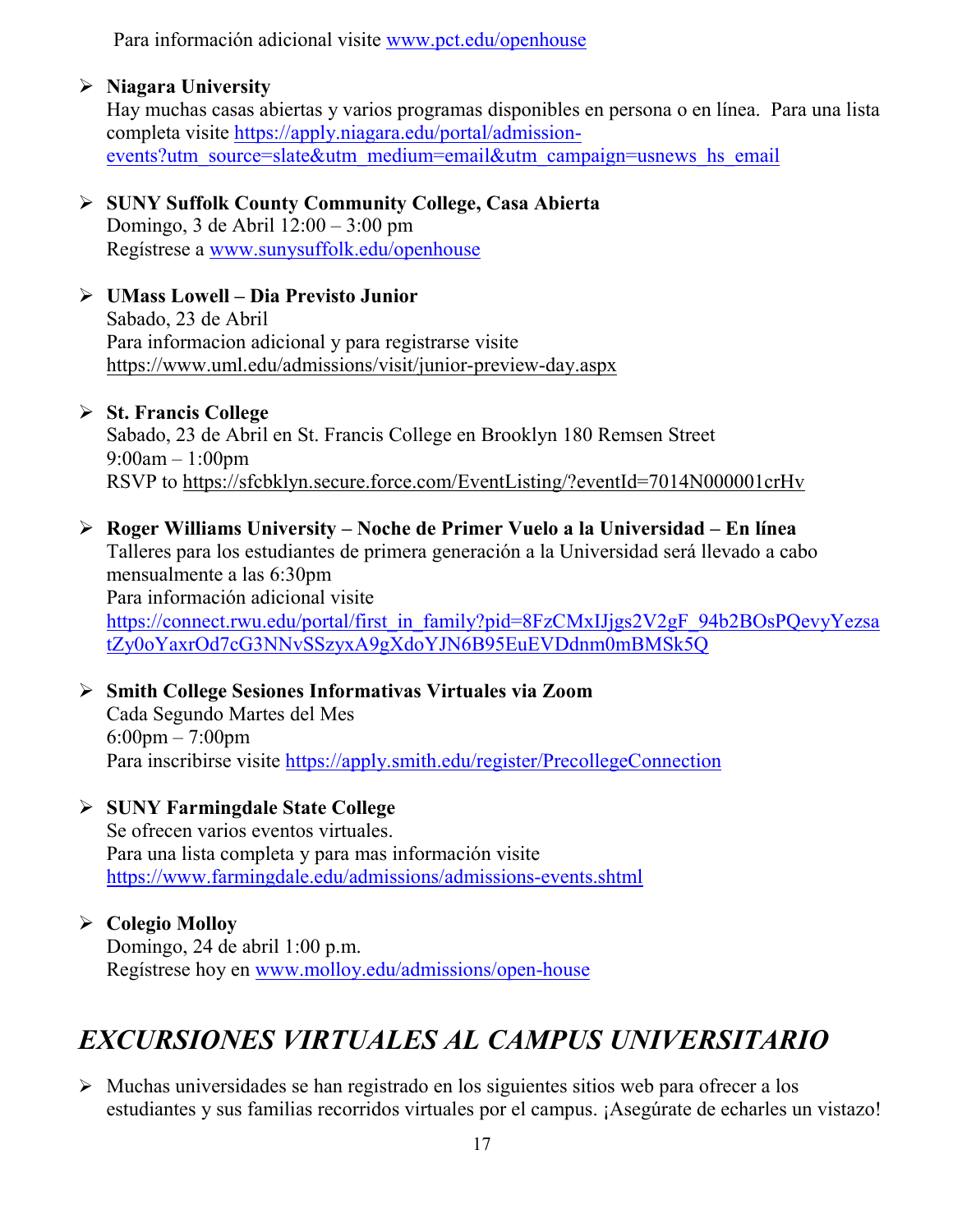Para información adicional visite www.pct.edu/openhouse

- **Niagara University**
  Hay muchas casas abiertas y varios programas disponibles en persona o en línea. Para una lista completa visite https://apply.niagara.edu/portal/admission-events?utm_source=slate&utm_medium=email&utm_campaign=usnews_hs_email

- **SUNY Suffolk County Community College, Casa Abierta**
  Domingo, 3 de Abril 12:00 – 3:00 pm
  Regístrese a www.sunysuffolk.edu/openhouse

- **UMass Lowell – Dia Previsto Junior**
  Sabado, 23 de Abril
  Para informacion adicional y para registrarse visite https://www.uml.edu/admissions/visit/junior-preview-day.aspx

- **St. Francis College**
  Sabado, 23 de Abril en St. Francis College en Brooklyn 180 Remsen Street
  9:00am – 1:00pm
  RSVP to https://sfcbklyn.secure.force.com/EventListing/?eventId=7014N000001crHv

- **Roger Williams University – Noche de Primer Vuelo a la Universidad – En línea**
  Talleres para los estudiantes de primera generación a la Universidad será llevado a cabo mensualmente a las 6:30pm
  Para información adicional visite https://connect.rwu.edu/portal/first_in_family?pid=8FzCMxIJjgs2V2gF_94b2BOsPQevyYezsatZy0oYaxrOd7cG3NNvSSzyxA9gXdoYJN6B95EuEVDdnm0mBMSk5Q

- **Smith College Sesiones Informativas Virtuales via Zoom**
  Cada Segundo Martes del Mes
  6:00pm – 7:00pm
  Para inscribirse visite https://apply.smith.edu/register/PrecollegeConnection

- **SUNY Farmingdale State College**
  Se ofrecen varios eventos virtuales.
  Para una lista completa y para mas información visite https://www.farmingdale.edu/admissions/admissions-events.shtml

- **Colegio Molloy**
  Domingo, 24 de abril 1:00 p.m.
  Regístrese hoy en www.molloy.edu/admissions/open-house

## *EXCURSIONES VIRTUALES AL CAMPUS UNIVERSITARIO*

- Muchas universidades se han registrado en los siguientes sitios web para ofrecer a los estudiantes y sus familias recorridos virtuales por el campus. ¡Asegúrate de echarles un vistazo!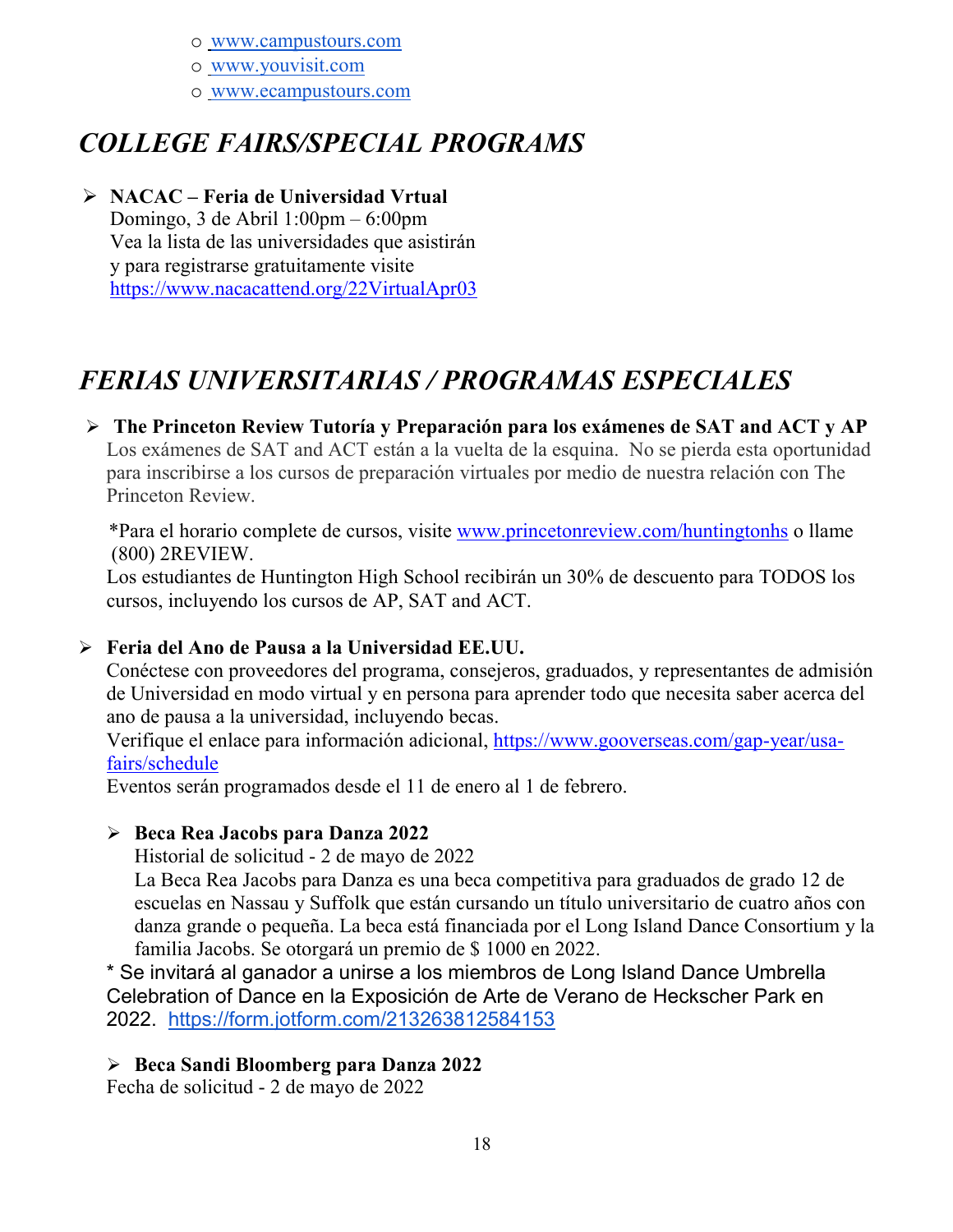- o [www.campustours.com](http://www.campustours.com)
- o [www.youvisit.com](http://www.youvisit.com)
- o [www.ecampustours.com](http://www.ecampustours.com)

## *COLLEGE FAIRS/SPECIAL PROGRAMS*

- **NACAC – Feria de Universidad Vrtual**
  Domingo, 3 de Abril 1:00pm – 6:00pm
  Vea la lista de las universidades que asistirán y para registrarse gratuitamente visite [https://www.nacacattend.org/22VirtualApr03](https://www.nacacattend.org/22VirtualApr03)

## *FERIAS UNIVERSITARIAS / PROGRAMAS ESPECIALES*

- **The Princeton Review Tutoría y Preparación para los exámenes de SAT and ACT y AP**
  Los exámenes de SAT and ACT están a la vuelta de la esquina. No se pierda esta oportunidad para inscribirse a los cursos de preparación virtuales por medio de nuestra relación con The Princeton Review.

  *Para el horario complete de cursos, visite [www.princetonreview.com/huntingtonhs](http://www.princetonreview.com/huntingtonhs) o llame (800) 2REVIEW.
  Los estudiantes de Huntington High School recibirán un 30% de descuento para TODOS los cursos, incluyendo los cursos de AP, SAT and ACT.

- **Feria del Ano de Pausa a la Universidad EE.UU.**
  Conéctese con proveedores del programa, consejeros, graduados, y representantes de admisión de Universidad en modo virtual y en persona para aprender todo que necesita saber acerca del ano de pausa a la universidad, incluyendo becas.
  Verifique el enlace para información adicional, [https://www.gooverseas.com/gap-year/usa-fairs/schedule](https://www.gooverseas.com/gap-year/usa-fairs/schedule)
  Eventos serán programados desde el 11 de enero al 1 de febrero.

  - **Beca Rea Jacobs para Danza 2022**
    Historial de solicitud - 2 de mayo de 2022
    La Beca Rea Jacobs para Danza es una beca competitiva para graduados de grado 12 de escuelas en Nassau y Suffolk que están cursando un título universitario de cuatro años con danza grande o pequeña. La beca está financiada por el Long Island Dance Consortium y la familia Jacobs. Se otorgará un premio de $ 1000 en 2022.

  * Se invitará al ganador a unirse a los miembros de Long Island Dance Umbrella Celebration of Dance en la Exposición de Arte de Verano de Heckscher Park en 2022. [https://form.jotform.com/213263812584153](https://form.jotform.com/213263812584153)

  - **Beca Sandi Bloomberg para Danza 2022**
    Fecha de solicitud - 2 de mayo de 2022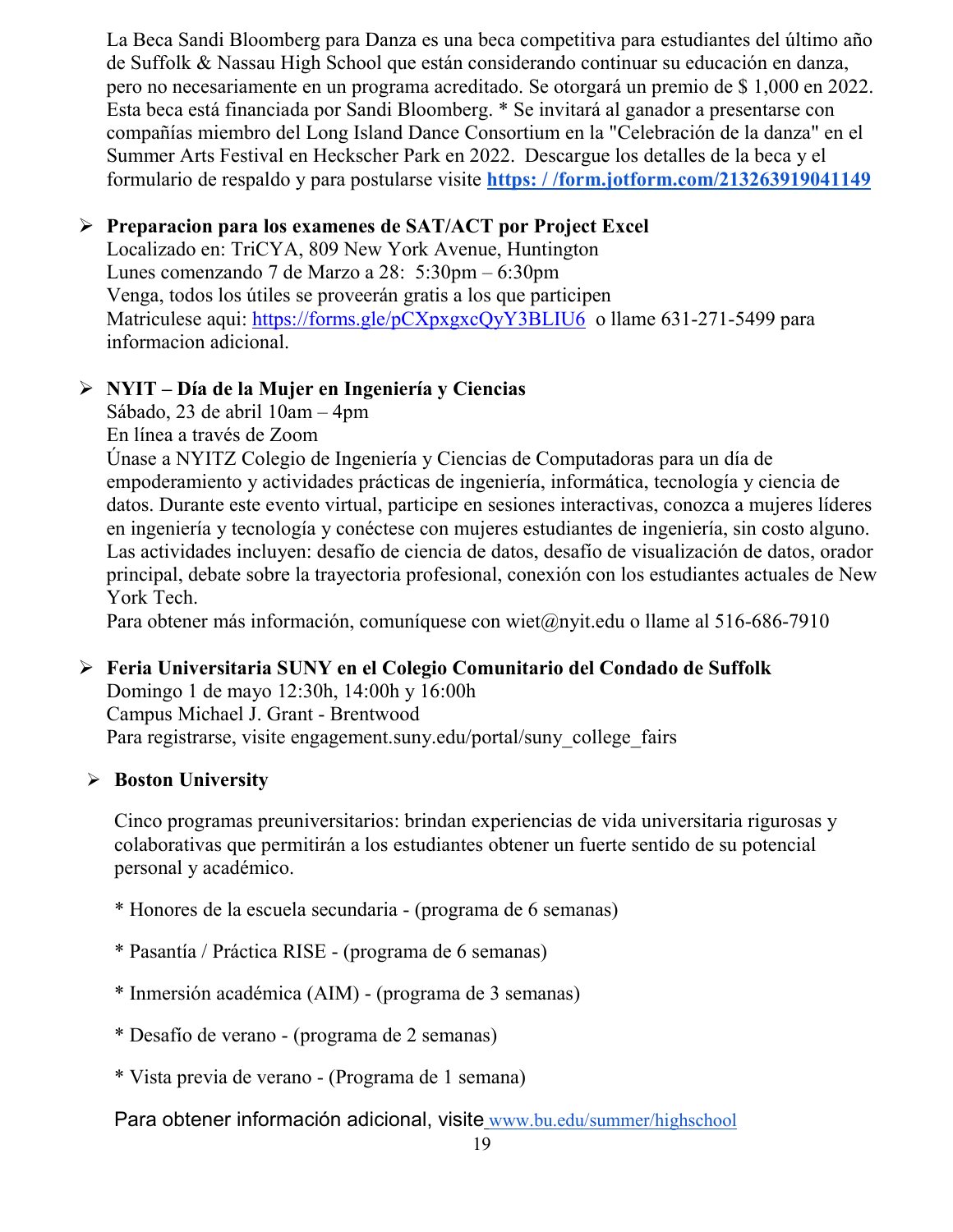La Beca Sandi Bloomberg para Danza es una beca competitiva para estudiantes del último año de Suffolk & Nassau High School que están considerando continuar su educación en danza, pero no necesariamente en un programa acreditado. Se otorgará un premio de $ 1,000 en 2022. Esta beca está financiada por Sandi Bloomberg. * Se invitará al ganador a presentarse con compañías miembro del Long Island Dance Consortium en la "Celebración de la danza" en el Summer Arts Festival en Heckscher Park en 2022. Descargue los detalles de la beca y el formulario de respaldo y para postularse visite **https: / /form.jotform.com/213263919041149**

- **Preparacion para los examenes de SAT/ACT por Project Excel**
  Localizado en: TriCYA, 809 New York Avenue, Huntington
  Lunes comenzando 7 de Marzo a 28: 5:30pm – 6:30pm
  Venga, todos los útiles se proveerán gratis a los que participen
  Matriculese aqui: https://forms.gle/pCXpxgxcQyY3BLIU6 o llame 631-271-5499 para informacion adicional.

- **NYIT – Día de la Mujer en Ingeniería y Ciencias**
  Sábado, 23 de abril 10am – 4pm
  En línea a través de Zoom
  Únase a NYITZ Colegio de Ingeniería y Ciencias de Computadoras para un día de empoderamiento y actividades prácticas de ingeniería, informática, tecnología y ciencia de datos. Durante este evento virtual, participe en sesiones interactivas, conozca a mujeres líderes en ingeniería y tecnología y conéctese con mujeres estudiantes de ingeniería, sin costo alguno. Las actividades incluyen: desafío de ciencia de datos, desafío de visualización de datos, orador principal, debate sobre la trayectoria profesional, conexión con los estudiantes actuales de New York Tech.
  Para obtener más información, comuníquese con wiet@nyit.edu o llame al 516-686-7910

- **Feria Universitaria SUNY en el Colegio Comunitario del Condado de Suffolk**
  Domingo 1 de mayo 12:30h, 14:00h y 16:00h
  Campus Michael J. Grant - Brentwood
  Para registrarse, visite engagement.suny.edu/portal/suny_college_fairs

- **Boston University**

  Cinco programas preuniversitarios: brindan experiencias de vida universitaria rigurosas y colaborativas que permitirán a los estudiantes obtener un fuerte sentido de su potencial personal y académico.

  * Honores de la escuela secundaria - (programa de 6 semanas)

  * Pasantía / Práctica RISE - (programa de 6 semanas)

  * Inmersión académica (AIM) - (programa de 3 semanas)

  * Desafío de verano - (programa de 2 semanas)

  * Vista previa de verano - (Programa de 1 semana)

  Para obtener información adicional, visite www.bu.edu/summer/highschool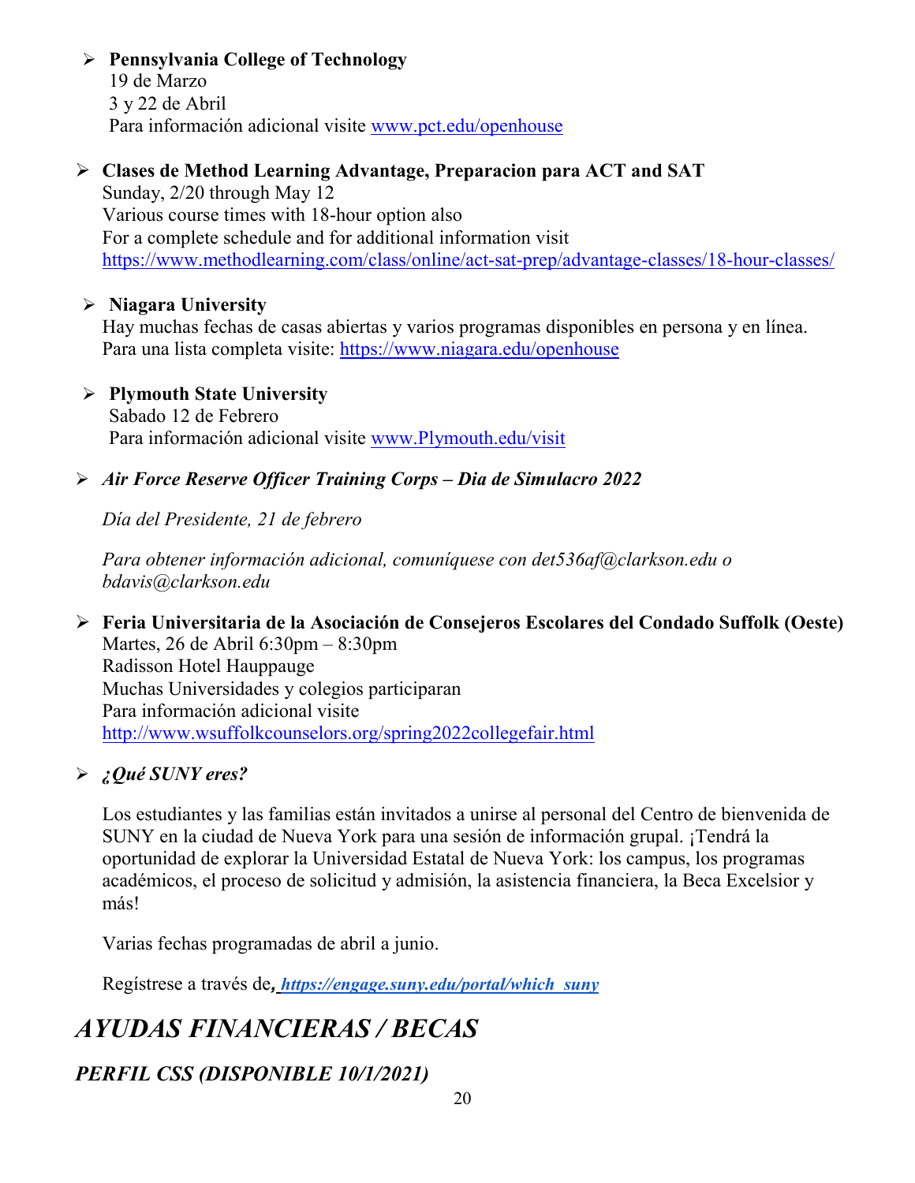- **Pennsylvania College of Technology**
  19 de Marzo
  3 y 22 de Abril
  Para información adicional visite www.pct.edu/openhouse

- **Clases de Method Learning Advantage, Preparacion para ACT and SAT**
  Sunday, 2/20 through May 12
  Various course times with 18-hour option also
  For a complete schedule and for additional information visit
  https://www.methodlearning.com/class/online/act-sat-prep/advantage-classes/18-hour-classes/

- **Niagara University**
  Hay muchas fechas de casas abiertas y varios programas disponibles en persona y en línea.
  Para una lista completa visite: https://www.niagara.edu/openhouse

- **Plymouth State University**
  Sabado 12 de Febrero
  Para información adicional visite www.Plymouth.edu/visit

- ***Air Force Reserve Officer Training Corps – Dia de Simulacro 2022***

  *Día del Presidente, 21 de febrero*

  *Para obtener información adicional, comuníquese con det536af@clarkson.edu o bdavis@clarkson.edu*

- **Feria Universitaria de la Asociación de Consejeros Escolares del Condado Suffolk (Oeste)**
  Martes, 26 de Abril 6:30pm – 8:30pm
  Radisson Hotel Hauppauge
  Muchas Universidades y colegios participaran
  Para información adicional visite
  http://www.wsuffolkcounselors.org/spring2022collegefair.html

- ***¿Qué SUNY eres?***

  Los estudiantes y las familias están invitados a unirse al personal del Centro de bienvenida de SUNY en la ciudad de Nueva York para una sesión de información grupal. ¡Tendrá la oportunidad de explorar la Universidad Estatal de Nueva York: los campus, los programas académicos, el proceso de solicitud y admisión, la asistencia financiera, la Beca Excelsior y más!

  Varias fechas programadas de abril a junio.

  Regístrese a través de***, https://engage.suny.edu/portal/which_suny***

# *AYUDAS FINANCIERAS / BECAS*

## *PERFIL CSS (DISPONIBLE 10/1/2021)*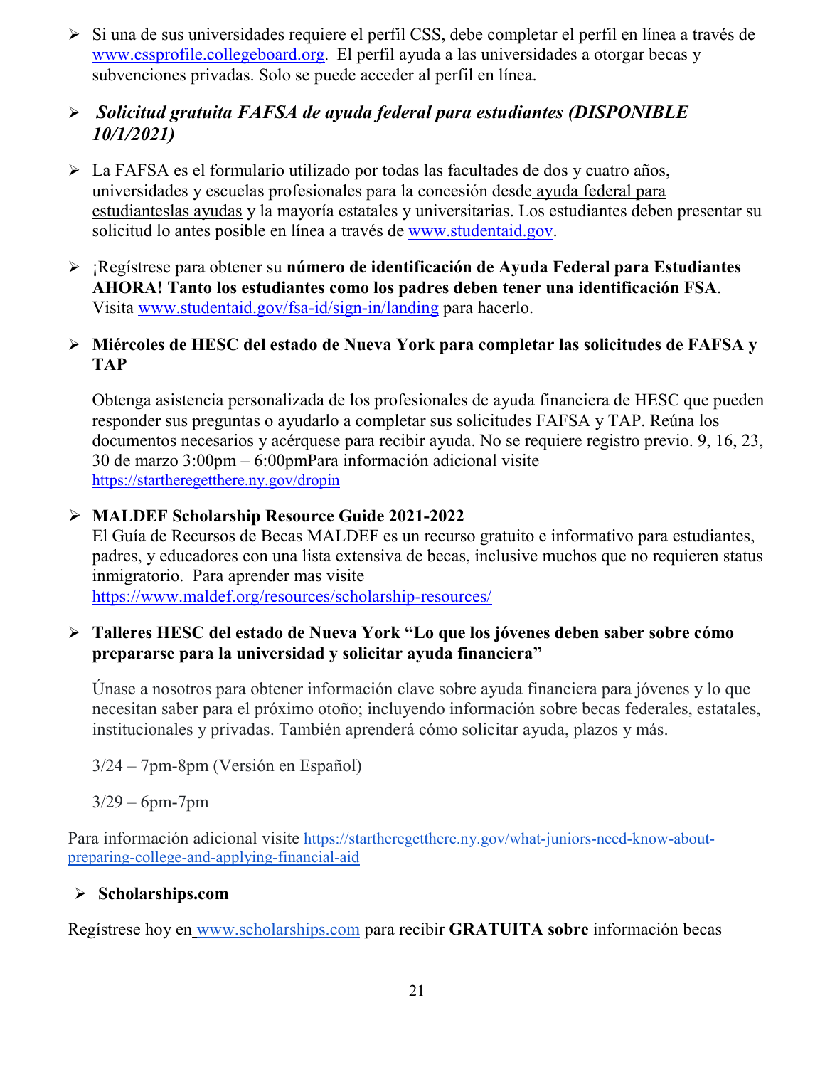- Si una de sus universidades requiere el perfil CSS, debe completar el perfil en línea a través de www.cssprofile.collegeboard.org. El perfil ayuda a las universidades a otorgar becas y subvenciones privadas. Solo se puede acceder al perfil en línea.

- ***Solicitud gratuita FAFSA de ayuda federal para estudiantes (DISPONIBLE 10/1/2021)***

- La FAFSA es el formulario utilizado por todas las facultades de dos y cuatro años, universidades y escuelas profesionales para la concesión desde ayuda federal para estudianteslas ayudas y la mayoría estatales y universitarias. Los estudiantes deben presentar su solicitud lo antes posible en línea a través de www.studentaid.gov.

- ¡Regístrese para obtener su **número de identificación de Ayuda Federal para Estudiantes AHORA! Tanto los estudiantes como los padres deben tener una identificación FSA**. Visita www.studentaid.gov/fsa-id/sign-in/landing para hacerlo.

- **Miércoles de HESC del estado de Nueva York para completar las solicitudes de FAFSA y TAP**

  Obtenga asistencia personalizada de los profesionales de ayuda financiera de HESC que pueden responder sus preguntas o ayudarlo a completar sus solicitudes FAFSA y TAP. Reúna los documentos necesarios y acérquese para recibir ayuda. No se requiere registro previo. 9, 16, 23, 30 de marzo 3:00pm – 6:00pmPara información adicional visite https://startheregetthere.ny.gov/dropin

- **MALDEF Scholarship Resource Guide 2021-2022**
  El Guía de Recursos de Becas MALDEF es un recurso gratuito e informativo para estudiantes, padres, y educadores con una lista extensiva de becas, inclusive muchos que no requieren status inmigratorio. Para aprender mas visite https://www.maldef.org/resources/scholarship-resources/

- **Talleres HESC del estado de Nueva York "Lo que los jóvenes deben saber sobre cómo prepararse para la universidad y solicitar ayuda financiera"**

  Únase a nosotros para obtener información clave sobre ayuda financiera para jóvenes y lo que necesitan saber para el próximo otoño; incluyendo información sobre becas federales, estatales, institucionales y privadas. También aprenderá cómo solicitar ayuda, plazos y más.

  3/24 – 7pm-8pm (Versión en Español)

  3/29 – 6pm-7pm

Para información adicional visite https://startheregetthere.ny.gov/what-juniors-need-know-about-preparing-college-and-applying-financial-aid

- **Scholarships.com**

Regístrese hoy en www.scholarships.com para recibir **GRATUITA sobre** información becas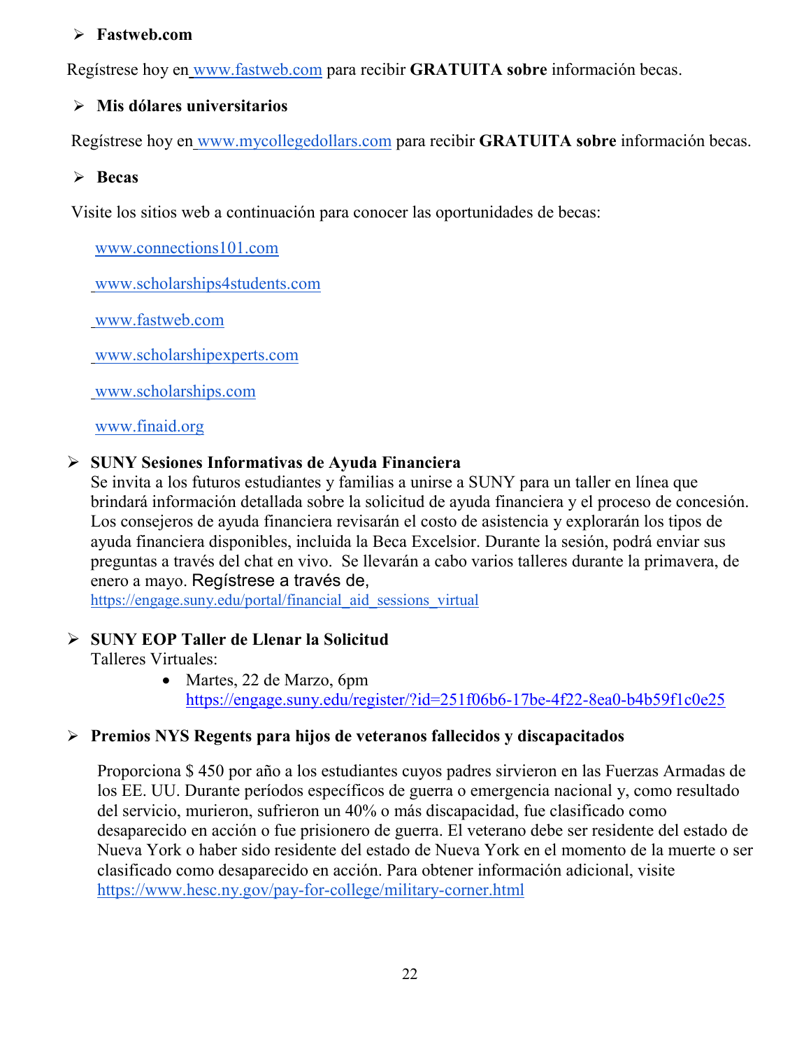- **Fastweb.com**

Regístrese hoy en www.fastweb.com para recibir **GRATUITA sobre** información becas.

- **Mis dólares universitarios**

Regístrese hoy en www.mycollegedollars.com para recibir **GRATUITA sobre** información becas.

- **Becas**

Visite los sitios web a continuación para conocer las oportunidades de becas:

www.connections101.com

www.scholarships4students.com

www.fastweb.com

www.scholarshipexperts.com

www.scholarships.com

www.finaid.org

- **SUNY Sesiones Informativas de Ayuda Financiera**
  Se invita a los futuros estudiantes y familias a unirse a SUNY para un taller en línea que brindará información detallada sobre la solicitud de ayuda financiera y el proceso de concesión. Los consejeros de ayuda financiera revisarán el costo de asistencia y explorarán los tipos de ayuda financiera disponibles, incluida la Beca Excelsior. Durante la sesión, podrá enviar sus preguntas a través del chat en vivo. Se llevarán a cabo varios talleres durante la primavera, de enero a mayo. Regístrese a través de,
  https://engage.suny.edu/portal/financial_aid_sessions_virtual

- **SUNY EOP Taller de Llenar la Solicitud**
  Talleres Virtuales:
  - Martes, 22 de Marzo, 6pm
    https://engage.suny.edu/register/?id=251f06b6-17be-4f22-8ea0-b4b59f1c0e25

- **Premios NYS Regents para hijos de veteranos fallecidos y discapacitados**

  Proporciona $ 450 por año a los estudiantes cuyos padres sirvieron en las Fuerzas Armadas de los EE. UU. Durante períodos específicos de guerra o emergencia nacional y, como resultado del servicio, murieron, sufrieron un 40% o más discapacidad, fue clasificado como desaparecido en acción o fue prisionero de guerra. El veterano debe ser residente del estado de Nueva York o haber sido residente del estado de Nueva York en el momento de la muerte o ser clasificado como desaparecido en acción. Para obtener información adicional, visite https://www.hesc.ny.gov/pay-for-college/military-corner.html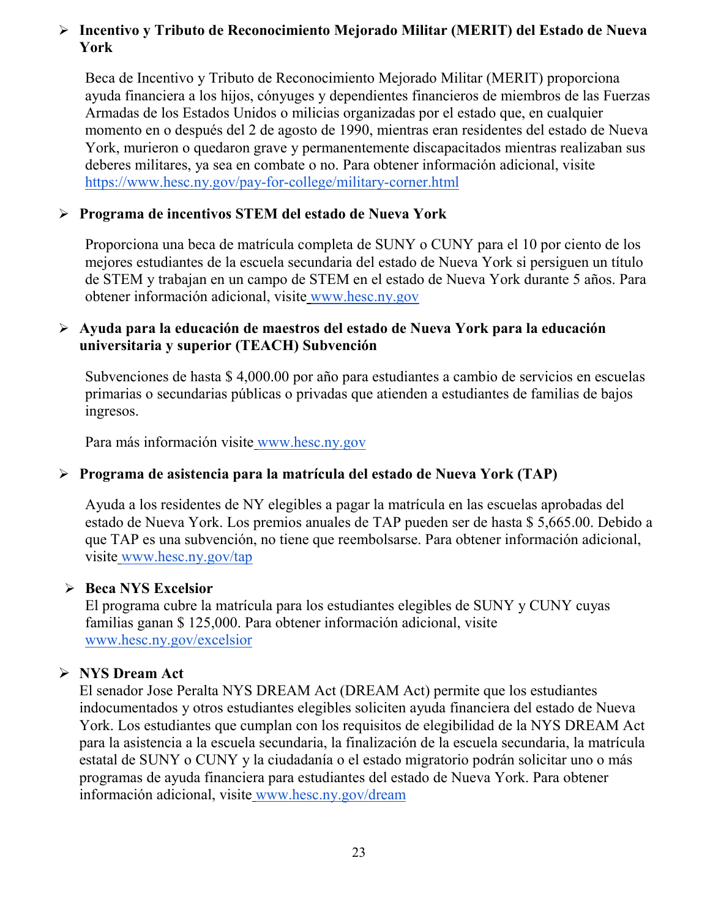- **Incentivo y Tributo de Reconocimiento Mejorado Militar (MERIT) del Estado de Nueva York**

  Beca de Incentivo y Tributo de Reconocimiento Mejorado Militar (MERIT) proporciona ayuda financiera a los hijos, cónyuges y dependientes financieros de miembros de las Fuerzas Armadas de los Estados Unidos o milicias organizadas por el estado que, en cualquier momento en o después del 2 de agosto de 1990, mientras eran residentes del estado de Nueva York, murieron o quedaron grave y permanentemente discapacitados mientras realizaban sus deberes militares, ya sea en combate o no. Para obtener información adicional, visite https://www.hesc.ny.gov/pay-for-college/military-corner.html

- **Programa de incentivos STEM del estado de Nueva York**

  Proporciona una beca de matrícula completa de SUNY o CUNY para el 10 por ciento de los mejores estudiantes de la escuela secundaria del estado de Nueva York si persiguen un título de STEM y trabajan en un campo de STEM en el estado de Nueva York durante 5 años. Para obtener información adicional, visite www.hesc.ny.gov

- **Ayuda para la educación de maestros del estado de Nueva York para la educación universitaria y superior (TEACH) Subvención**

  Subvenciones de hasta $ 4,000.00 por año para estudiantes a cambio de servicios en escuelas primarias o secundarias públicas o privadas que atienden a estudiantes de familias de bajos ingresos.

  Para más información visite www.hesc.ny.gov

- **Programa de asistencia para la matrícula del estado de Nueva York (TAP)**

  Ayuda a los residentes de NY elegibles a pagar la matrícula en las escuelas aprobadas del estado de Nueva York. Los premios anuales de TAP pueden ser de hasta $ 5,665.00. Debido a que TAP es una subvención, no tiene que reembolsarse. Para obtener información adicional, visite www.hesc.ny.gov/tap

- **Beca NYS Excelsior**

  El programa cubre la matrícula para los estudiantes elegibles de SUNY y CUNY cuyas familias ganan $ 125,000. Para obtener información adicional, visite www.hesc.ny.gov/excelsior

- **NYS Dream Act**

  El senador Jose Peralta NYS DREAM Act (DREAM Act) permite que los estudiantes indocumentados y otros estudiantes elegibles soliciten ayuda financiera del estado de Nueva York. Los estudiantes que cumplan con los requisitos de elegibilidad de la NYS DREAM Act para la asistencia a la escuela secundaria, la finalización de la escuela secundaria, la matrícula estatal de SUNY o CUNY y la ciudadanía o el estado migratorio podrán solicitar uno o más programas de ayuda financiera para estudiantes del estado de Nueva York. Para obtener información adicional, visite www.hesc.ny.gov/dream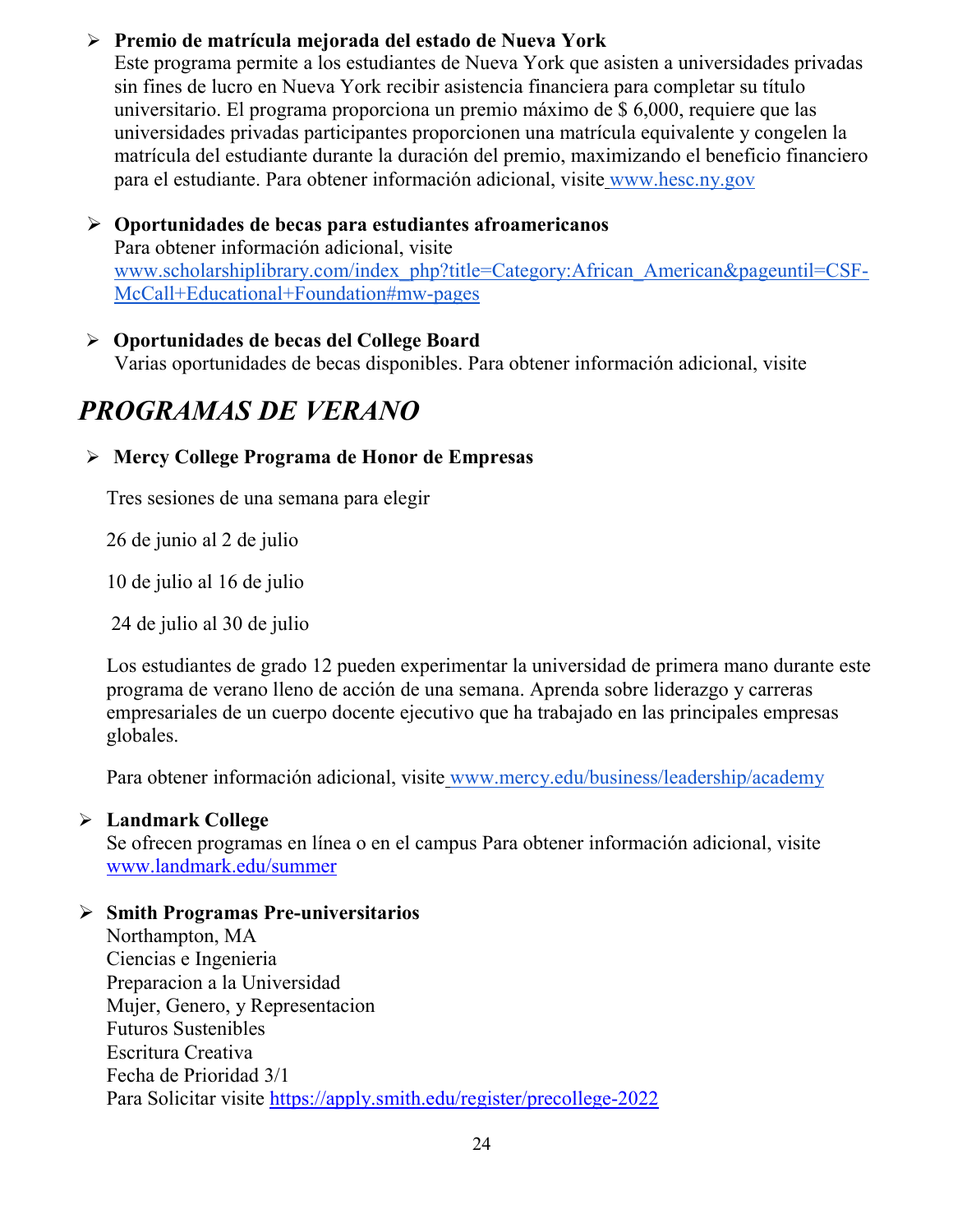- **Premio de matrícula mejorada del estado de Nueva York**
  Este programa permite a los estudiantes de Nueva York que asisten a universidades privadas sin fines de lucro en Nueva York recibir asistencia financiera para completar su título universitario. El programa proporciona un premio máximo de $ 6,000, requiere que las universidades privadas participantes proporcionen una matrícula equivalente y congelen la matrícula del estudiante durante la duración del premio, maximizando el beneficio financiero para el estudiante. Para obtener información adicional, visite www.hesc.ny.gov

- **Oportunidades de becas para estudiantes afroamericanos**
  Para obtener información adicional, visite www.scholarshiplibrary.com/index_php?title=Category:African_American&pageuntil=CSF-McCall+Educational+Foundation#mw-pages

- **Oportunidades de becas del College Board**
  Varias oportunidades de becas disponibles. Para obtener información adicional, visite

## *PROGRAMAS DE VERANO*

- **Mercy College Programa de Honor de Empresas**

  Tres sesiones de una semana para elegir

  26 de junio al 2 de julio

  10 de julio al 16 de julio

  24 de julio al 30 de julio

  Los estudiantes de grado 12 pueden experimentar la universidad de primera mano durante este programa de verano lleno de acción de una semana. Aprenda sobre liderazgo y carreras empresariales de un cuerpo docente ejecutivo que ha trabajado en las principales empresas globales.

  Para obtener información adicional, visite www.mercy.edu/business/leadership/academy

- **Landmark College**
  Se ofrecen programas en línea o en el campus Para obtener información adicional, visite www.landmark.edu/summer

- **Smith Programas Pre-universitarios**
  Northampton, MA
  Ciencias e Ingenieria
  Preparacion a la Universidad
  Mujer, Genero, y Representacion
  Futuros Sustenibles
  Escritura Creativa
  Fecha de Prioridad 3/1
  Para Solicitar visite https://apply.smith.edu/register/precollege-2022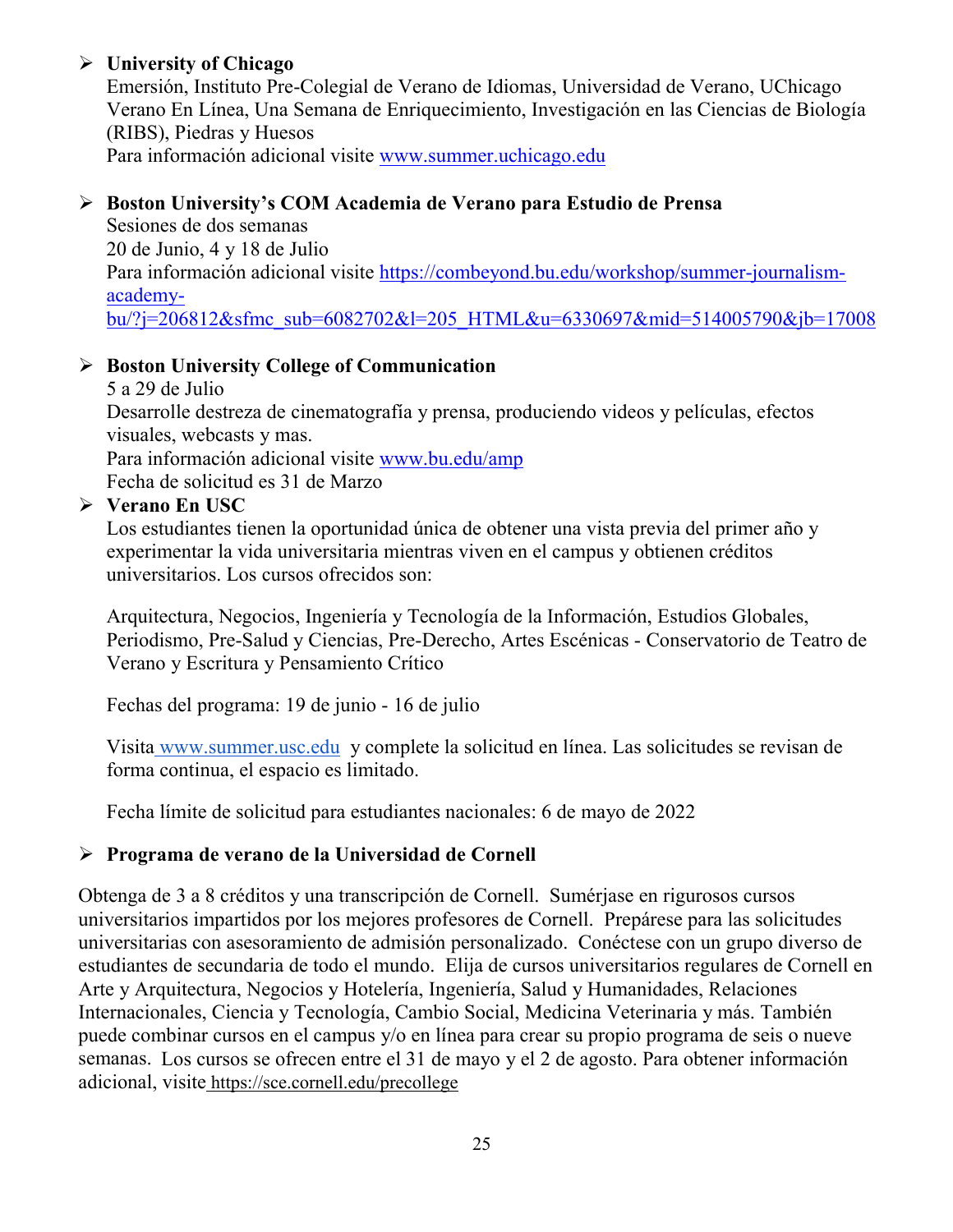- **University of Chicago**
  Emersión, Instituto Pre-Colegial de Verano de Idiomas, Universidad de Verano, UChicago Verano En Línea, Una Semana de Enriquecimiento, Investigación en las Ciencias de Biología (RIBS), Piedras y Huesos
  Para información adicional visite www.summer.uchicago.edu

- **Boston University's COM Academia de Verano para Estudio de Prensa**
  Sesiones de dos semanas
  20 de Junio, 4 y 18 de Julio
  Para información adicional visite https://combeyond.bu.edu/workshop/summer-journalism-academy-bu/?j=206812&sfmc_sub=6082702&l=205_HTML&u=6330697&mid=514005790&jb=17008

- **Boston University College of Communication**
  5 a 29 de Julio
  Desarrolle destreza de cinematografía y prensa, produciendo videos y películas, efectos visuales, webcasts y mas.
  Para información adicional visite www.bu.edu/amp
  Fecha de solicitud es 31 de Marzo

- **Verano En USC**
  Los estudiantes tienen la oportunidad única de obtener una vista previa del primer año y experimentar la vida universitaria mientras viven en el campus y obtienen créditos universitarios. Los cursos ofrecidos son:

  Arquitectura, Negocios, Ingeniería y Tecnología de la Información, Estudios Globales, Periodismo, Pre-Salud y Ciencias, Pre-Derecho, Artes Escénicas - Conservatorio de Teatro de Verano y Escritura y Pensamiento Crítico

  Fechas del programa: 19 de junio - 16 de julio

  Visita www.summer.usc.edu y complete la solicitud en línea. Las solicitudes se revisan de forma continua, el espacio es limitado.

  Fecha límite de solicitud para estudiantes nacionales: 6 de mayo de 2022

- **Programa de verano de la Universidad de Cornell**

Obtenga de 3 a 8 créditos y una transcripción de Cornell. Sumérjase en rigurosos cursos universitarios impartidos por los mejores profesores de Cornell. Prepárese para las solicitudes universitarias con asesoramiento de admisión personalizado. Conéctese con un grupo diverso de estudiantes de secundaria de todo el mundo. Elija de cursos universitarios regulares de Cornell en Arte y Arquitectura, Negocios y Hotelería, Ingeniería, Salud y Humanidades, Relaciones Internacionales, Ciencia y Tecnología, Cambio Social, Medicina Veterinaria y más. También puede combinar cursos en el campus y/o en línea para crear su propio programa de seis o nueve semanas. Los cursos se ofrecen entre el 31 de mayo y el 2 de agosto. Para obtener información adicional, visite https://sce.cornell.edu/precollege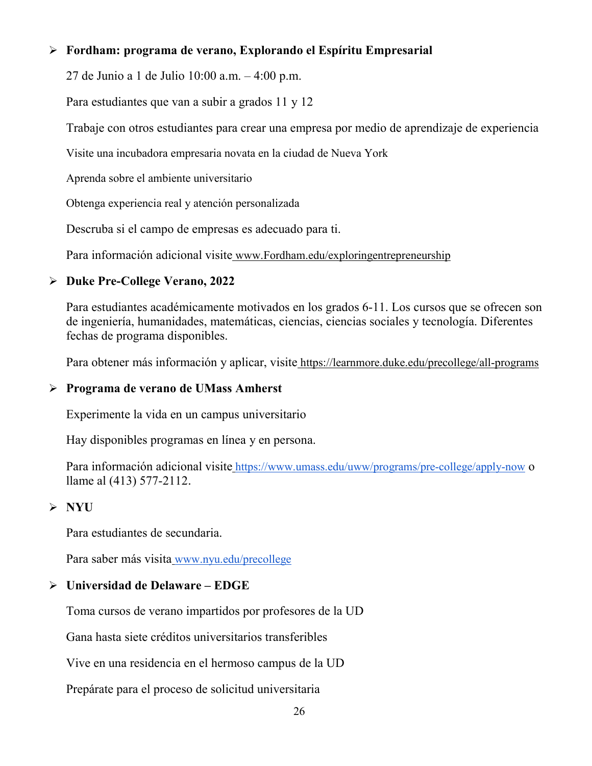- **Fordham: programa de verano, Explorando el Espíritu Empresarial**

  27 de Junio a 1 de Julio 10:00 a.m. – 4:00 p.m.

  Para estudiantes que van a subir a grados 11 y 12

  Trabaje con otros estudiantes para crear una empresa por medio de aprendizaje de experiencia

  Visite una incubadora empresaria novata en la ciudad de Nueva York

  Aprenda sobre el ambiente universitario

  Obtenga experiencia real y atención personalizada

  Descruba si el campo de empresas es adecuado para ti.

  Para información adicional visite www.Fordham.edu/exploringentrepreneurship

- **Duke Pre-College Verano, 2022**

  Para estudiantes académicamente motivados en los grados 6-11. Los cursos que se ofrecen son de ingeniería, humanidades, matemáticas, ciencias, ciencias sociales y tecnología. Diferentes fechas de programa disponibles.

  Para obtener más información y aplicar, visite https://learnmore.duke.edu/precollege/all-programs

- **Programa de verano de UMass Amherst**

  Experimente la vida en un campus universitario

  Hay disponibles programas en línea y en persona.

  Para información adicional visite https://www.umass.edu/uww/programs/pre-college/apply-now o llame al (413) 577-2112.

- **NYU**

  Para estudiantes de secundaria.

  Para saber más visita www.nyu.edu/precollege

- **Universidad de Delaware – EDGE**

  Toma cursos de verano impartidos por profesores de la UD

  Gana hasta siete créditos universitarios transferibles

  Vive en una residencia en el hermoso campus de la UD

  Prepárate para el proceso de solicitud universitaria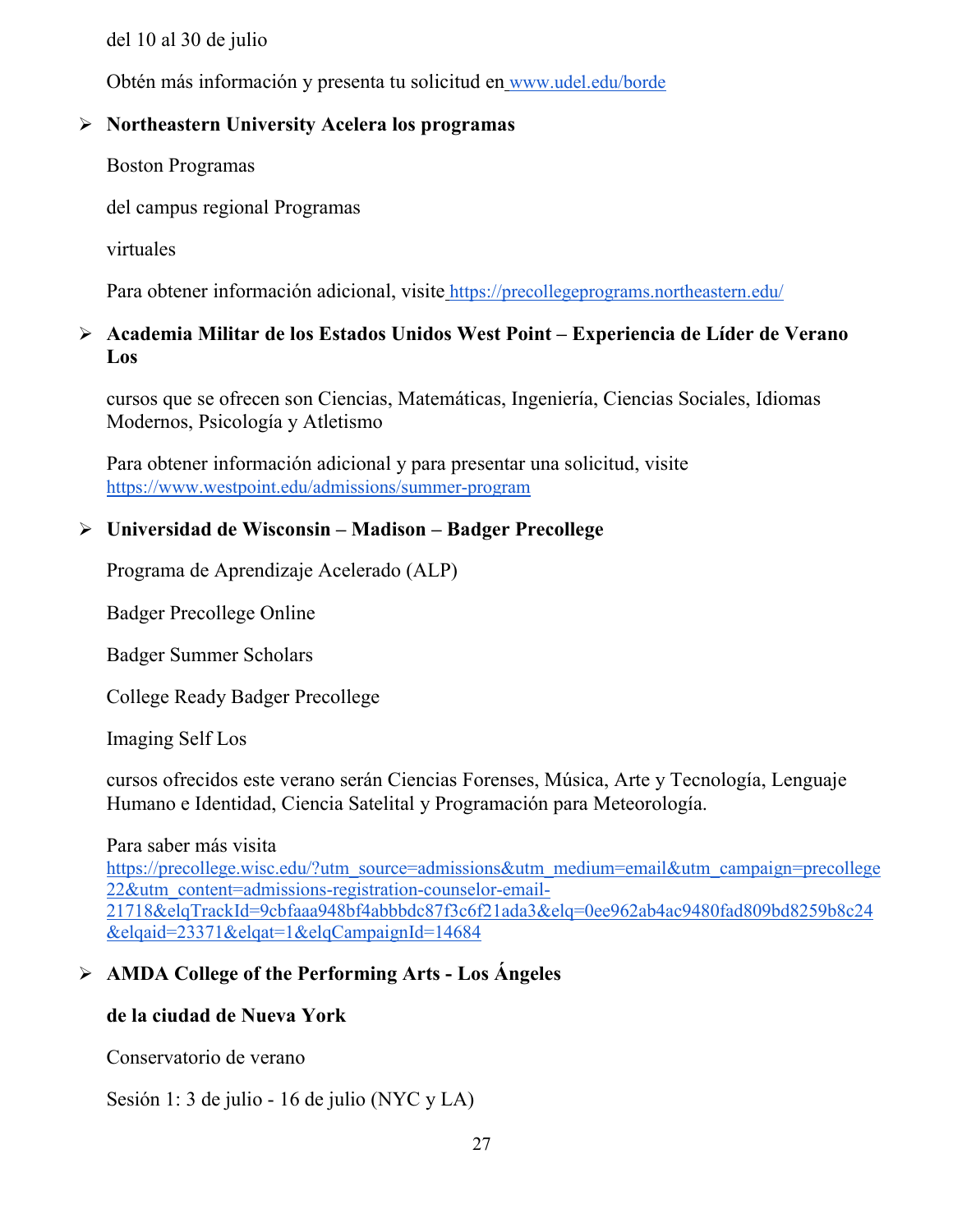del 10 al 30 de julio

Obtén más información y presenta tu solicitud en [www.udel.edu/borde](http://www.udel.edu/borde)

- **Northeastern University Acelera los programas**

  Boston Programas

  del campus regional Programas

  virtuales

  Para obtener información adicional, visite [https://precollegeprograms.northeastern.edu/](https://precollegeprograms.northeastern.edu/)

- **Academia Militar de los Estados Unidos West Point – Experiencia de Líder de Verano Los**

  cursos que se ofrecen son Ciencias, Matemáticas, Ingeniería, Ciencias Sociales, Idiomas Modernos, Psicología y Atletismo

  Para obtener información adicional y para presentar una solicitud, visite [https://www.westpoint.edu/admissions/summer-program](https://www.westpoint.edu/admissions/summer-program)

- **Universidad de Wisconsin – Madison – Badger Precollege**

  Programa de Aprendizaje Acelerado (ALP)

  Badger Precollege Online

  Badger Summer Scholars

  College Ready Badger Precollege

  Imaging Self Los

  cursos ofrecidos este verano serán Ciencias Forenses, Música, Arte y Tecnología, Lenguaje Humano e Identidad, Ciencia Satelital y Programación para Meteorología.

  Para saber más visita [https://precollege.wisc.edu/?utm_source=admissions&utm_medium=email&utm_campaign=precollege22&utm_content=admissions-registration-counselor-email-21718&elqTrackId=9cbfaaa948bf4abbbdc87f3c6f21ada3&elq=0ee962ab4ac9480fad809bd8259b8c24&elqaid=23371&elqat=1&elqCampaignId=14684](https://precollege.wisc.edu/?utm_source=admissions&utm_medium=email&utm_campaign=precollege22&utm_content=admissions-registration-counselor-email-21718&elqTrackId=9cbfaaa948bf4abbbdc87f3c6f21ada3&elq=0ee962ab4ac9480fad809bd8259b8c24&elqaid=23371&elqat=1&elqCampaignId=14684)

- **AMDA College of the Performing Arts - Los Ángeles**

  **de la ciudad de Nueva York**

  Conservatorio de verano

  Sesión 1: 3 de julio - 16 de julio (NYC y LA)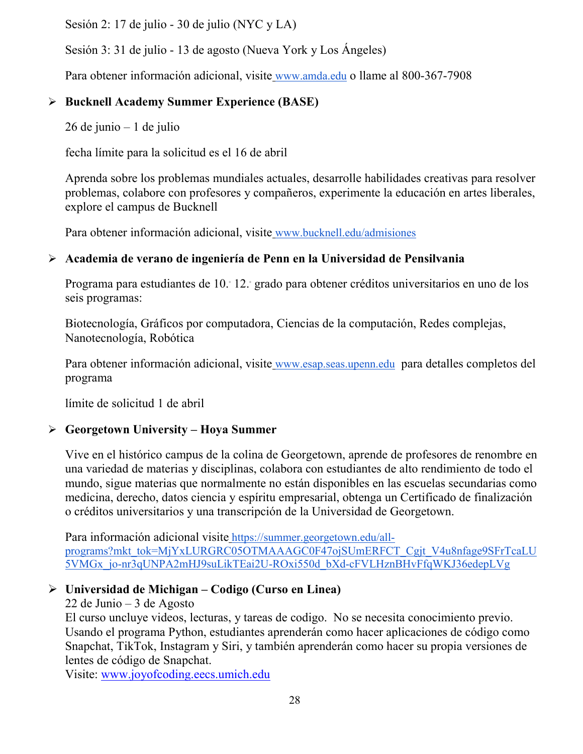Sesión 2: 17 de julio - 30 de julio (NYC y LA)

Sesión 3: 31 de julio - 13 de agosto (Nueva York y Los Ángeles)

Para obtener información adicional, visite www.amda.edu o llame al 800-367-7908

- **Bucknell Academy Summer Experience (BASE)**

  26 de junio – 1 de julio

  fecha límite para la solicitud es el 16 de abril

  Aprenda sobre los problemas mundiales actuales, desarrolle habilidades creativas para resolver problemas, colabore con profesores y compañeros, experimente la educación en artes liberales, explore el campus de Bucknell

  Para obtener información adicional, visite www.bucknell.edu/admisiones

- **Academia de verano de ingeniería de Penn en la Universidad de Pensilvania**

  Programa para estudiantes de 10.° 12.° grado para obtener créditos universitarios en uno de los seis programas:

  Biotecnología, Gráficos por computadora, Ciencias de la computación, Redes complejas, Nanotecnología, Robótica

  Para obtener información adicional, visite www.esap.seas.upenn.edu para detalles completos del programa

  límite de solicitud 1 de abril

- **Georgetown University – Hoya Summer**

  Vive en el histórico campus de la colina de Georgetown, aprende de profesores de renombre en una variedad de materias y disciplinas, colabora con estudiantes de alto rendimiento de todo el mundo, sigue materias que normalmente no están disponibles en las escuelas secundarias como medicina, derecho, datos ciencia y espíritu empresarial, obtenga un Certificado de finalización o créditos universitarios y una transcripción de la Universidad de Georgetown.

  Para información adicional visite https://summer.georgetown.edu/all-programs?mkt_tok=MjYxLURGRC05OTMAAAGC0F47ojSUmERFCT_Cgjt_V4u8nfage9SFrTcaLU5VMGx_jo-nr3qUNPA2mHJ9suLikTEai2U-ROxi550d_bXd-cFVLHznBHvFfqWKJ36edepLVg

- **Universidad de Michigan – Codigo (Curso en Linea)**

  22 de Junio – 3 de Agosto

  El curso uncluye videos, lecturas, y tareas de codigo. No se necesita conocimiento previo. Usando el programa Python, estudiantes aprenderán como hacer aplicaciones de código como Snapchat, TikTok, Instagram y Siri, y también aprenderán como hacer su propia versiones de lentes de código de Snapchat.

  Visite: www.joyofcoding.eecs.umich.edu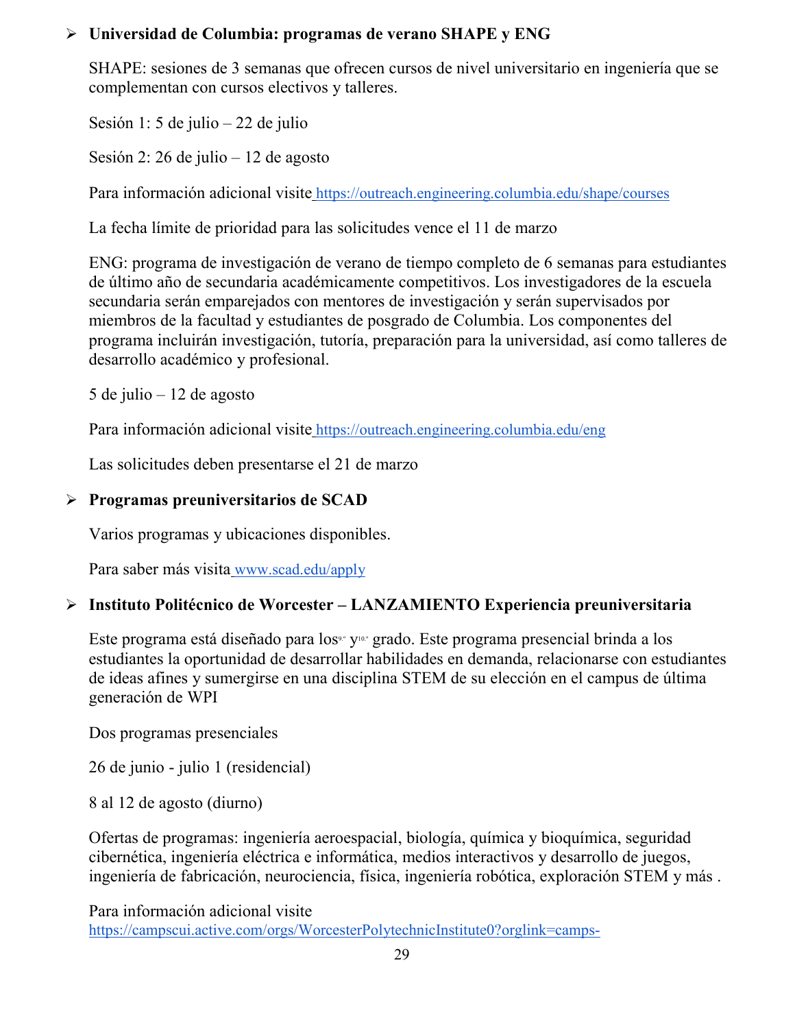- **Universidad de Columbia: programas de verano SHAPE y ENG**

  SHAPE: sesiones de 3 semanas que ofrecen cursos de nivel universitario en ingeniería que se complementan con cursos electivos y talleres.

  Sesión 1: 5 de julio – 22 de julio

  Sesión 2: 26 de julio – 12 de agosto

  Para información adicional visite https://outreach.engineering.columbia.edu/shape/courses

  La fecha límite de prioridad para las solicitudes vence el 11 de marzo

  ENG: programa de investigación de verano de tiempo completo de 6 semanas para estudiantes de último año de secundaria académicamente competitivos. Los investigadores de la escuela secundaria serán emparejados con mentores de investigación y serán supervisados por miembros de la facultad y estudiantes de posgrado de Columbia. Los componentes del programa incluirán investigación, tutoría, preparación para la universidad, así como talleres de desarrollo académico y profesional.

  5 de julio – 12 de agosto

  Para información adicional visite https://outreach.engineering.columbia.edu/eng

  Las solicitudes deben presentarse el 21 de marzo

- **Programas preuniversitarios de SCAD**

  Varios programas y ubicaciones disponibles.

  Para saber más visita www.scad.edu/apply

- **Instituto Politécnico de Worcester – LANZAMIENTO Experiencia preuniversitaria**

  Este programa está diseñado para los 9.º y 10.º grado. Este programa presencial brinda a los estudiantes la oportunidad de desarrollar habilidades en demanda, relacionarse con estudiantes de ideas afines y sumergirse en una disciplina STEM de su elección en el campus de última generación de WPI

  Dos programas presenciales

  26 de junio - julio 1 (residencial)

  8 al 12 de agosto (diurno)

  Ofertas de programas: ingeniería aeroespacial, biología, química y bioquímica, seguridad cibernética, ingeniería eléctrica e informática, medios interactivos y desarrollo de juegos, ingeniería de fabricación, neurociencia, física, ingeniería robótica, exploración STEM y más .

  Para información adicional visite https://campscui.active.com/orgs/WorcesterPolytechnicInstitute0?orglink=camps-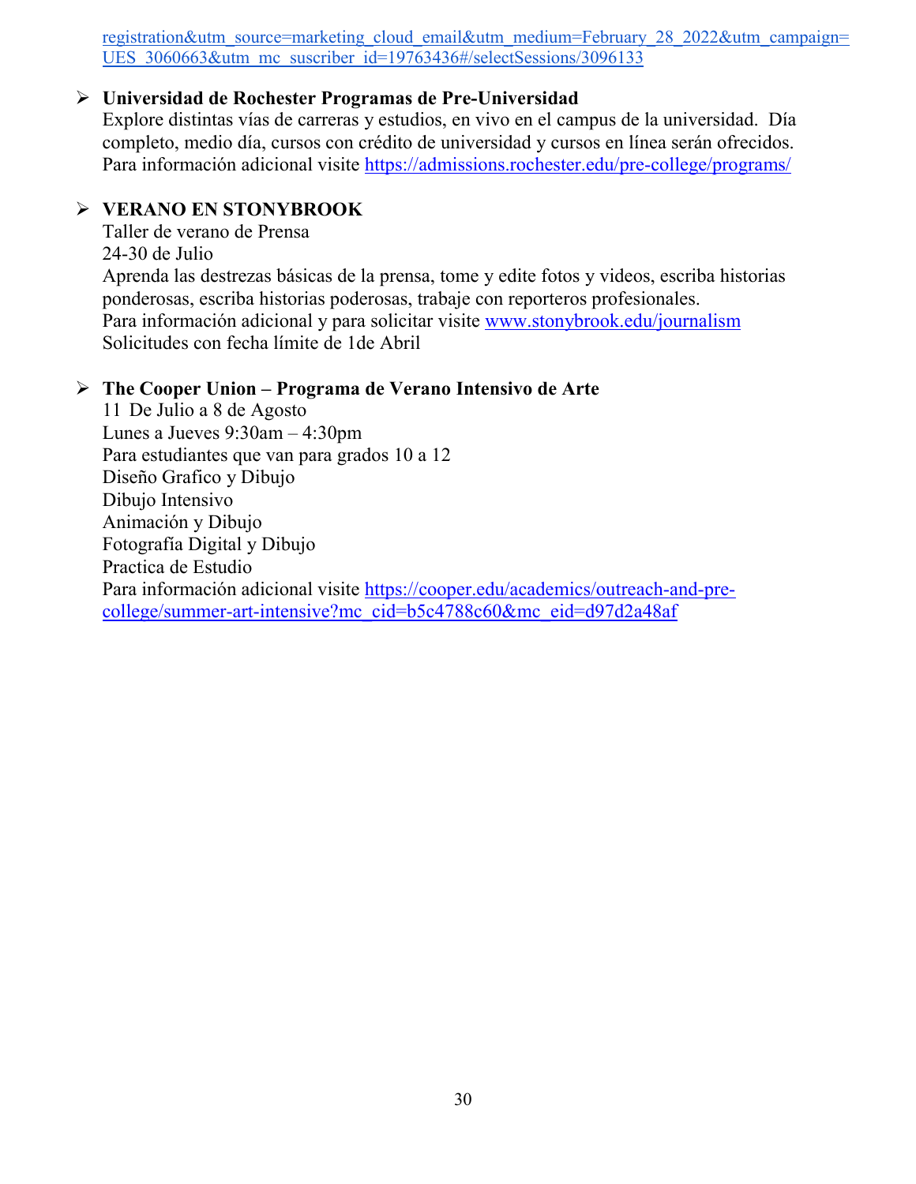registration&utm_source=marketing_cloud_email&utm_medium=February_28_2022&utm_campaign=UES_3060663&utm_mc_suscriber_id=19763436#/selectSessions/3096133

- **Universidad de Rochester Programas de Pre-Universidad**
  Explore distintas vías de carreras y estudios, en vivo en el campus de la universidad. Día completo, medio día, cursos con crédito de universidad y cursos en línea serán ofrecidos. Para información adicional visite https://admissions.rochester.edu/pre-college/programs/

- **VERANO EN STONYBROOK**
  Taller de verano de Prensa
  24-30 de Julio
  Aprenda las destrezas básicas de la prensa, tome y edite fotos y videos, escriba historias ponderosas, escriba historias poderosas, trabaje con reporteros profesionales.
  Para información adicional y para solicitar visite www.stonybrook.edu/journalism
  Solicitudes con fecha límite de 1de Abril

- **The Cooper Union – Programa de Verano Intensivo de Arte**
  11 De Julio a 8 de Agosto
  Lunes a Jueves 9:30am – 4:30pm
  Para estudiantes que van para grados 10 a 12
  Diseño Grafico y Dibujo
  Dibujo Intensivo
  Animación y Dibujo
  Fotografía Digital y Dibujo
  Practica de Estudio
  Para información adicional visite https://cooper.edu/academics/outreach-and-pre-college/summer-art-intensive?mc_cid=b5c4788c60&mc_eid=d97d2a48af